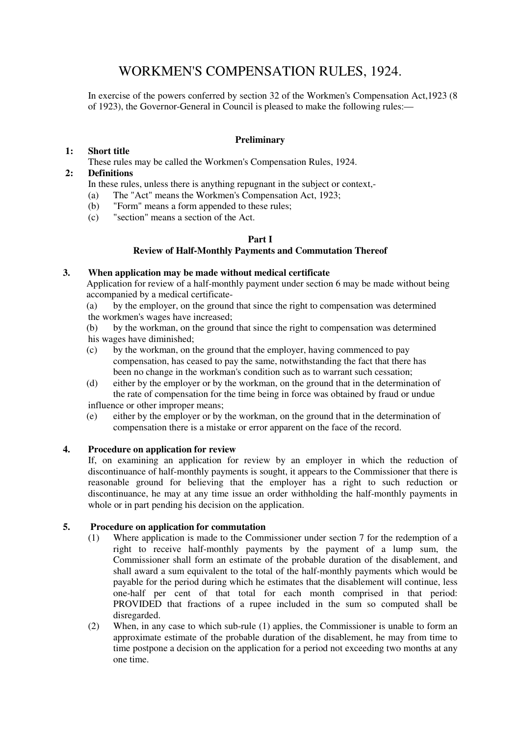# WORKMEN'S COMPENSATION RULES, 1924.

In exercise of the powers conferred by section 32 of the Workmen's Compensation Act,1923 (8 of 1923), the Governor-General in Council is pleased to make the following rules:—

### Preliminary

**1: Short title**

These rules may be called the Workmen's Compensation Rules, 1924.

**2: Definitions**

In these rules, unless there is anything repugnant in the subject or context,-

(a) The "Act" means the Workmen's Compensation Act, 1923;
(b) "Form" means a form appended to these rules;
(c) "section" means a section of the Act.

### Part I
### Review of Half-Monthly Payments and Commutation Thereof

**3. When application may be made without medical certificate**

Application for review of a half-monthly payment under section 6 may be made without being accompanied by a medical certificate-

(a) by the employer, on the ground that since the right to compensation was determined the workmen's wages have increased;

(b) by the workman, on the ground that since the right to compensation was determined his wages have diminished;

(c) by the workman, on the ground that the employer, having commenced to pay compensation, has ceased to pay the same, notwithstanding the fact that there has been no change in the workman's condition such as to warrant such cessation;

(d) either by the employer or by the workman, on the ground that in the determination of the rate of compensation for the time being in force was obtained by fraud or undue influence or other improper means;

(e) either by the employer or by the workman, on the ground that in the determination of compensation there is a mistake or error apparent on the face of the record.

**4. Procedure on application for review**

If, on examining an application for review by an employer in which the reduction of discontinuance of half-monthly payments is sought, it appears to the Commissioner that there is reasonable ground for believing that the employer has a right to such reduction or discontinuance, he may at any time issue an order withholding the half-monthly payments in whole or in part pending his decision on the application.

**5. Procedure on application for commutation**

(1) Where application is made to the Commissioner under section 7 for the redemption of a right to receive half-monthly payments by the payment of a lump sum, the Commissioner shall form an estimate of the probable duration of the disablement, and shall award a sum equivalent to the total of the half-monthly payments which would be payable for the period during which he estimates that the disablement will continue, less one-half per cent of that total for each month comprised in that period: PROVIDED that fractions of a rupee included in the sum so computed shall be disregarded.

(2) When, in any case to which sub-rule (1) applies, the Commissioner is unable to form an approximate estimate of the probable duration of the disablement, he may from time to time postpone a decision on the application for a period not exceeding two months at any one time.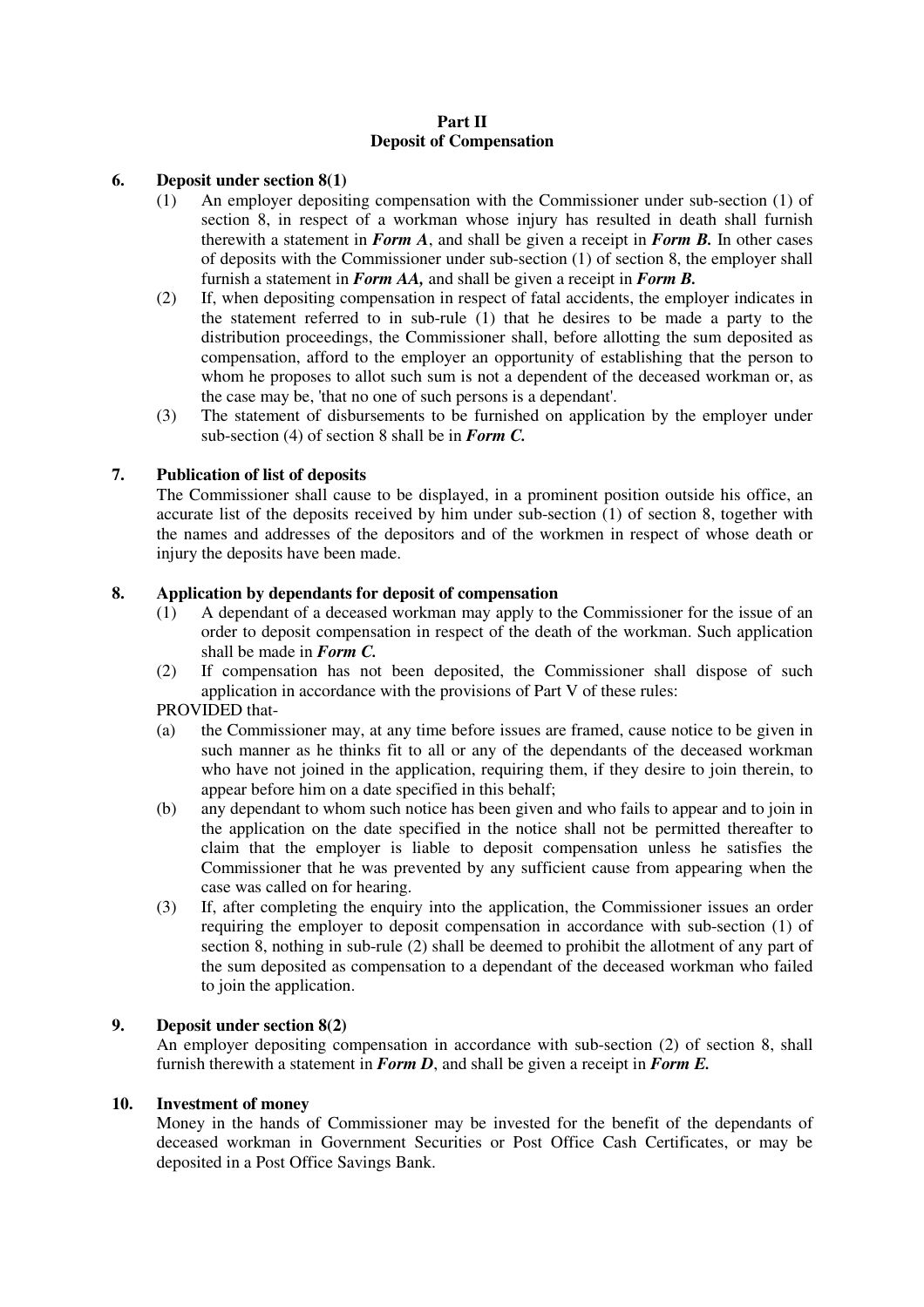## Part II
## Deposit of Compensation

### 6. Deposit under section 8(1)

(1) An employer depositing compensation with the Commissioner under sub-section (1) of section 8, in respect of a workman whose injury has resulted in death shall furnish therewith a statement in ***Form A***, and shall be given a receipt in ***Form B.*** In other cases of deposits with the Commissioner under sub-section (1) of section 8, the employer shall furnish a statement in ***Form AA,*** and shall be given a receipt in ***Form B.***

(2) If, when depositing compensation in respect of fatal accidents, the employer indicates in the statement referred to in sub-rule (1) that he desires to be made a party to the distribution proceedings, the Commissioner shall, before allotting the sum deposited as compensation, afford to the employer an opportunity of establishing that the person to whom he proposes to allot such sum is not a dependent of the deceased workman or, as the case may be, 'that no one of such persons is a dependant'.

(3) The statement of disbursements to be furnished on application by the employer under sub-section (4) of section 8 shall be in ***Form C.***

### 7. Publication of list of deposits

The Commissioner shall cause to be displayed, in a prominent position outside his office, an accurate list of the deposits received by him under sub-section (1) of section 8, together with the names and addresses of the depositors and of the workmen in respect of whose death or injury the deposits have been made.

### 8. Application by dependants for deposit of compensation

(1) A dependant of a deceased workman may apply to the Commissioner for the issue of an order to deposit compensation in respect of the death of the workman. Such application shall be made in ***Form C.***

(2) If compensation has not been deposited, the Commissioner shall dispose of such application in accordance with the provisions of Part V of these rules:

PROVIDED that-

(a) the Commissioner may, at any time before issues are framed, cause notice to be given in such manner as he thinks fit to all or any of the dependants of the deceased workman who have not joined in the application, requiring them, if they desire to join therein, to appear before him on a date specified in this behalf;

(b) any dependant to whom such notice has been given and who fails to appear and to join in the application on the date specified in the notice shall not be permitted thereafter to claim that the employer is liable to deposit compensation unless he satisfies the Commissioner that he was prevented by any sufficient cause from appearing when the case was called on for hearing.

(3) If, after completing the enquiry into the application, the Commissioner issues an order requiring the employer to deposit compensation in accordance with sub-section (1) of section 8, nothing in sub-rule (2) shall be deemed to prohibit the allotment of any part of the sum deposited as compensation to a dependant of the deceased workman who failed to join the application.

### 9. Deposit under section 8(2)

An employer depositing compensation in accordance with sub-section (2) of section 8, shall furnish therewith a statement in ***Form D***, and shall be given a receipt in ***Form E.***

### 10. Investment of money

Money in the hands of Commissioner may be invested for the benefit of the dependants of deceased workman in Government Securities or Post Office Cash Certificates, or may be deposited in a Post Office Savings Bank.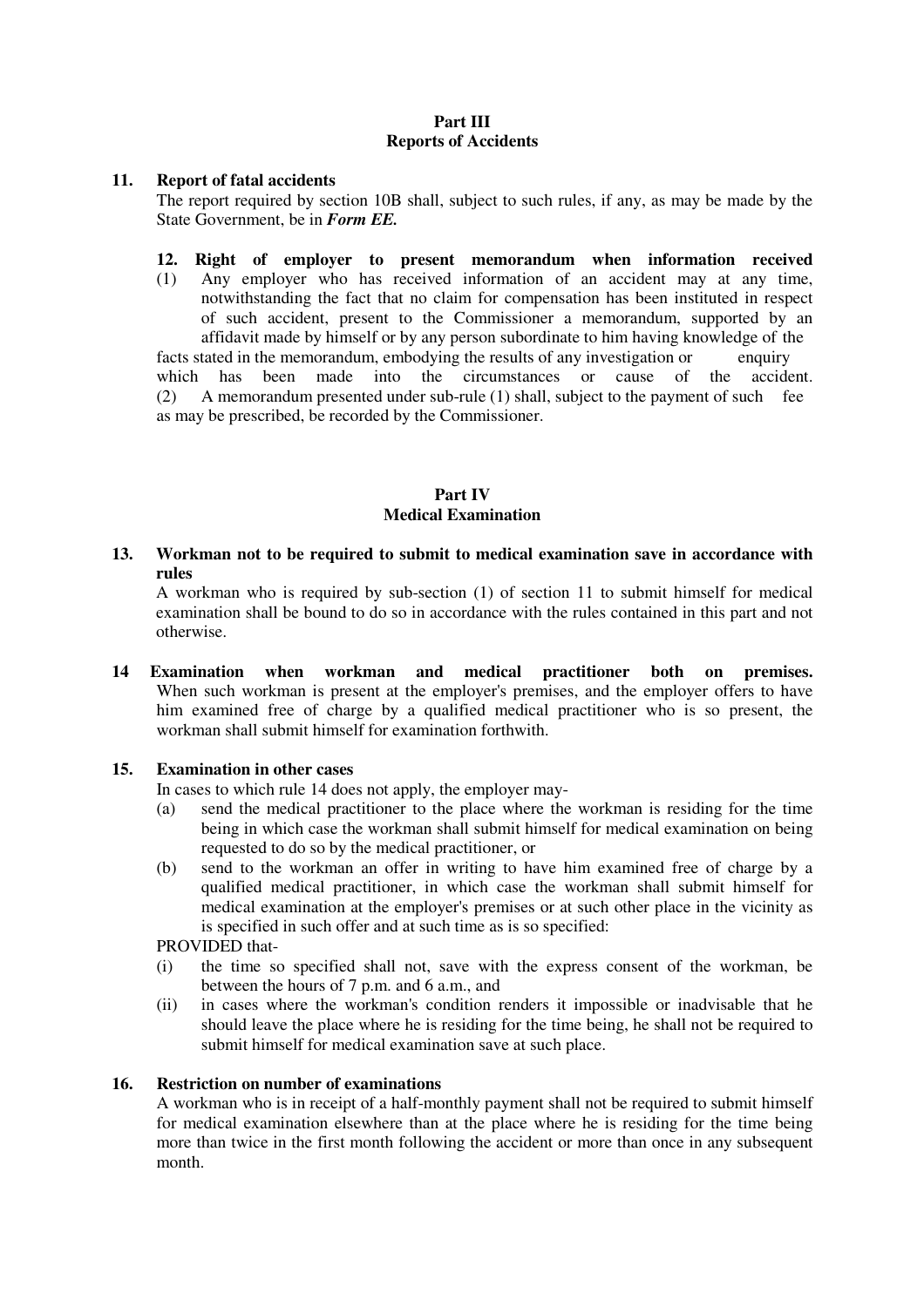## Part III
## Reports of Accidents

**11. Report of fatal accidents**

The report required by section 10B shall, subject to such rules, if any, as may be made by the State Government, be in ***Form EE.***

**12. Right of employer to present memorandum when information received**

(1) Any employer who has received information of an accident may at any time, notwithstanding the fact that no claim for compensation has been instituted in respect of such accident, present to the Commissioner a memorandum, supported by an affidavit made by himself or by any person subordinate to him having knowledge of the facts stated in the memorandum, embodying the results of any investigation or enquiry which has been made into the circumstances or cause of the accident.

(2) A memorandum presented under sub-rule (1) shall, subject to the payment of such fee as may be prescribed, be recorded by the Commissioner.

## Part IV
## Medical Examination

**13. Workman not to be required to submit to medical examination save in accordance with rules**

A workman who is required by sub-section (1) of section 11 to submit himself for medical examination shall be bound to do so in accordance with the rules contained in this part and not otherwise.

**14 Examination when workman and medical practitioner both on premises.**

When such workman is present at the employer's premises, and the employer offers to have him examined free of charge by a qualified medical practitioner who is so present, the workman shall submit himself for examination forthwith.

**15. Examination in other cases**

In cases to which rule 14 does not apply, the employer may-

(a) send the medical practitioner to the place where the workman is residing for the time being in which case the workman shall submit himself for medical examination on being requested to do so by the medical practitioner, or

(b) send to the workman an offer in writing to have him examined free of charge by a qualified medical practitioner, in which case the workman shall submit himself for medical examination at the employer's premises or at such other place in the vicinity as is specified in such offer and at such time as is so specified:

PROVIDED that-

(i) the time so specified shall not, save with the express consent of the workman, be between the hours of 7 p.m. and 6 a.m., and

(ii) in cases where the workman's condition renders it impossible or inadvisable that he should leave the place where he is residing for the time being, he shall not be required to submit himself for medical examination save at such place.

**16. Restriction on number of examinations**

A workman who is in receipt of a half-monthly payment shall not be required to submit himself for medical examination elsewhere than at the place where he is residing for the time being more than twice in the first month following the accident or more than once in any subsequent month.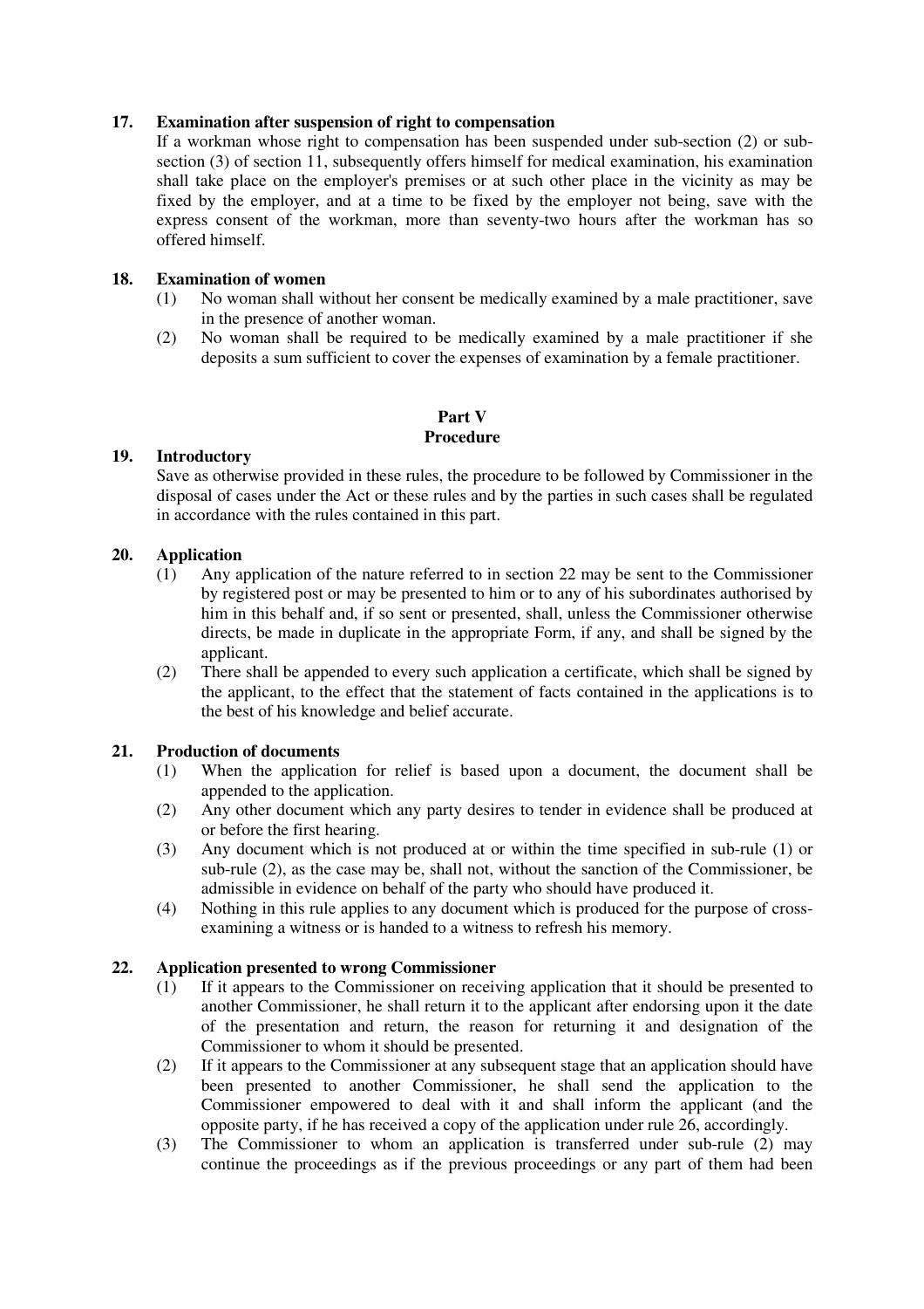**17. Examination after suspension of right to compensation**

If a workman whose right to compensation has been suspended under sub-section (2) or sub-section (3) of section 11, subsequently offers himself for medical examination, his examination shall take place on the employer's premises or at such other place in the vicinity as may be fixed by the employer, and at a time to be fixed by the employer not being, save with the express consent of the workman, more than seventy-two hours after the workman has so offered himself.

**18. Examination of women**

(1) No woman shall without her consent be medically examined by a male practitioner, save in the presence of another woman.

(2) No woman shall be required to be medically examined by a male practitioner if she deposits a sum sufficient to cover the expenses of examination by a female practitioner.

## Part V
## Procedure

**19. Introductory**

Save as otherwise provided in these rules, the procedure to be followed by Commissioner in the disposal of cases under the Act or these rules and by the parties in such cases shall be regulated in accordance with the rules contained in this part.

**20. Application**

(1) Any application of the nature referred to in section 22 may be sent to the Commissioner by registered post or may be presented to him or to any of his subordinates authorised by him in this behalf and, if so sent or presented, shall, unless the Commissioner otherwise directs, be made in duplicate in the appropriate Form, if any, and shall be signed by the applicant.

(2) There shall be appended to every such application a certificate, which shall be signed by the applicant, to the effect that the statement of facts contained in the applications is to the best of his knowledge and belief accurate.

**21. Production of documents**

(1) When the application for relief is based upon a document, the document shall be appended to the application.

(2) Any other document which any party desires to tender in evidence shall be produced at or before the first hearing.

(3) Any document which is not produced at or within the time specified in sub-rule (1) or sub-rule (2), as the case may be, shall not, without the sanction of the Commissioner, be admissible in evidence on behalf of the party who should have produced it.

(4) Nothing in this rule applies to any document which is produced for the purpose of cross-examining a witness or is handed to a witness to refresh his memory.

**22. Application presented to wrong Commissioner**

(1) If it appears to the Commissioner on receiving application that it should be presented to another Commissioner, he shall return it to the applicant after endorsing upon it the date of the presentation and return, the reason for returning it and designation of the Commissioner to whom it should be presented.

(2) If it appears to the Commissioner at any subsequent stage that an application should have been presented to another Commissioner, he shall send the application to the Commissioner empowered to deal with it and shall inform the applicant (and the opposite party, if he has received a copy of the application under rule 26, accordingly.

(3) The Commissioner to whom an application is transferred under sub-rule (2) may continue the proceedings as if the previous proceedings or any part of them had been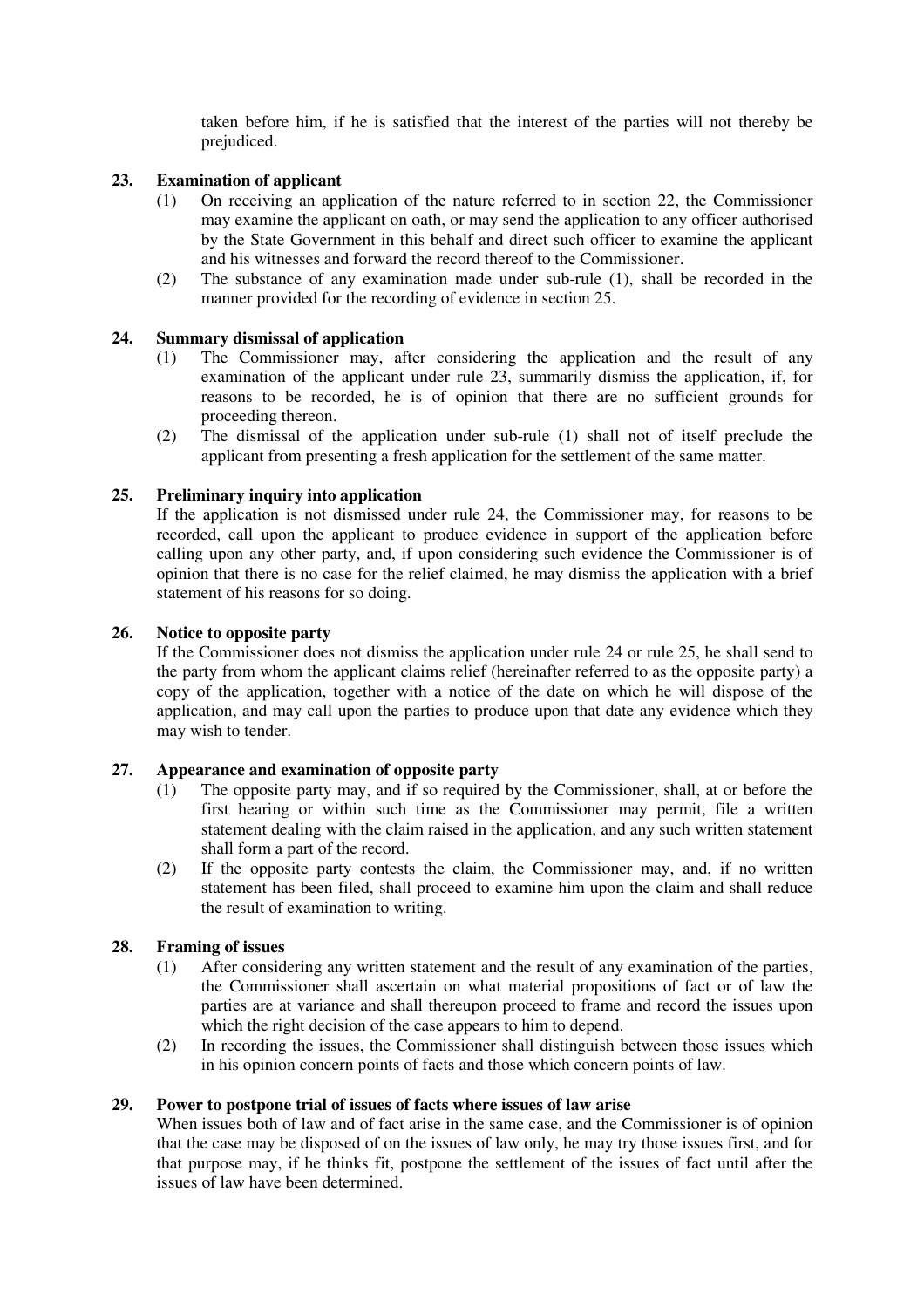taken before him, if he is satisfied that the interest of the parties will not thereby be prejudiced.

**23. Examination of applicant**

(1) On receiving an application of the nature referred to in section 22, the Commissioner may examine the applicant on oath, or may send the application to any officer authorised by the State Government in this behalf and direct such officer to examine the applicant and his witnesses and forward the record thereof to the Commissioner.

(2) The substance of any examination made under sub-rule (1), shall be recorded in the manner provided for the recording of evidence in section 25.

**24. Summary dismissal of application**

(1) The Commissioner may, after considering the application and the result of any examination of the applicant under rule 23, summarily dismiss the application, if, for reasons to be recorded, he is of opinion that there are no sufficient grounds for proceeding thereon.

(2) The dismissal of the application under sub-rule (1) shall not of itself preclude the applicant from presenting a fresh application for the settlement of the same matter.

**25. Preliminary inquiry into application**

If the application is not dismissed under rule 24, the Commissioner may, for reasons to be recorded, call upon the applicant to produce evidence in support of the application before calling upon any other party, and, if upon considering such evidence the Commissioner is of opinion that there is no case for the relief claimed, he may dismiss the application with a brief statement of his reasons for so doing.

**26. Notice to opposite party**

If the Commissioner does not dismiss the application under rule 24 or rule 25, he shall send to the party from whom the applicant claims relief (hereinafter referred to as the opposite party) a copy of the application, together with a notice of the date on which he will dispose of the application, and may call upon the parties to produce upon that date any evidence which they may wish to tender.

**27. Appearance and examination of opposite party**

(1) The opposite party may, and if so required by the Commissioner, shall, at or before the first hearing or within such time as the Commissioner may permit, file a written statement dealing with the claim raised in the application, and any such written statement shall form a part of the record.

(2) If the opposite party contests the claim, the Commissioner may, and, if no written statement has been filed, shall proceed to examine him upon the claim and shall reduce the result of examination to writing.

**28. Framing of issues**

(1) After considering any written statement and the result of any examination of the parties, the Commissioner shall ascertain on what material propositions of fact or of law the parties are at variance and shall thereupon proceed to frame and record the issues upon which the right decision of the case appears to him to depend.

(2) In recording the issues, the Commissioner shall distinguish between those issues which in his opinion concern points of facts and those which concern points of law.

**29. Power to postpone trial of issues of facts where issues of law arise**

When issues both of law and of fact arise in the same case, and the Commissioner is of opinion that the case may be disposed of on the issues of law only, he may try those issues first, and for that purpose may, if he thinks fit, postpone the settlement of the issues of fact until after the issues of law have been determined.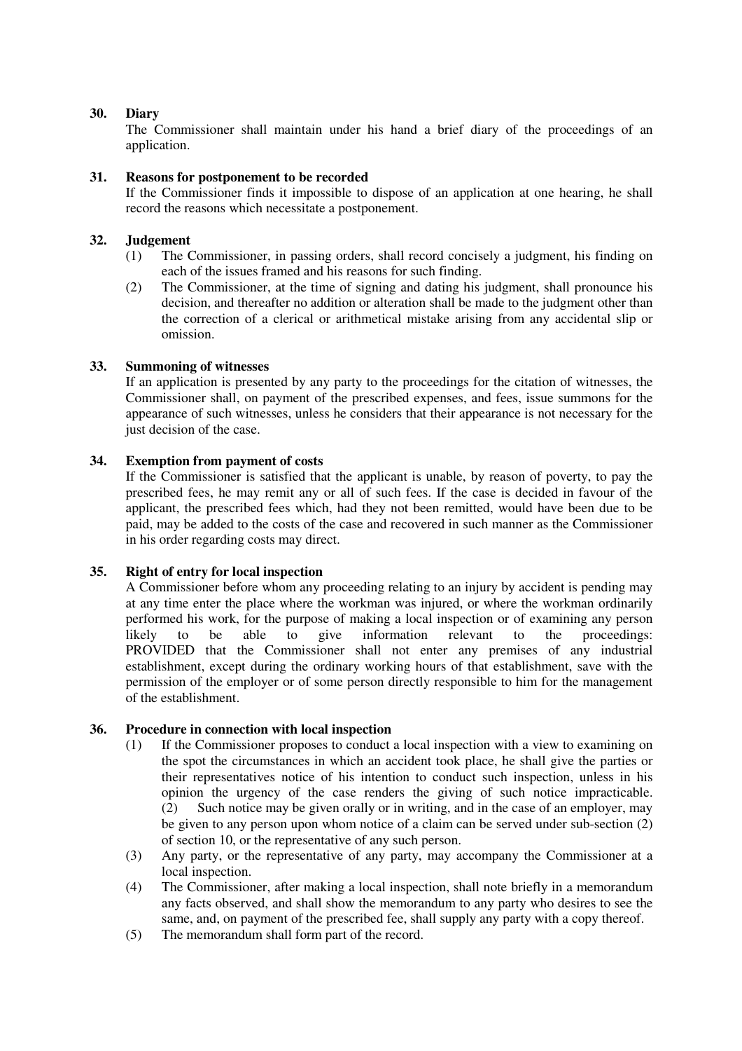**30. Diary**

The Commissioner shall maintain under his hand a brief diary of the proceedings of an application.

**31. Reasons for postponement to be recorded**

If the Commissioner finds it impossible to dispose of an application at one hearing, he shall record the reasons which necessitate a postponement.

**32. Judgement**

(1) The Commissioner, in passing orders, shall record concisely a judgment, his finding on each of the issues framed and his reasons for such finding.

(2) The Commissioner, at the time of signing and dating his judgment, shall pronounce his decision, and thereafter no addition or alteration shall be made to the judgment other than the correction of a clerical or arithmetical mistake arising from any accidental slip or omission.

**33. Summoning of witnesses**

If an application is presented by any party to the proceedings for the citation of witnesses, the Commissioner shall, on payment of the prescribed expenses, and fees, issue summons for the appearance of such witnesses, unless he considers that their appearance is not necessary for the just decision of the case.

**34. Exemption from payment of costs**

If the Commissioner is satisfied that the applicant is unable, by reason of poverty, to pay the prescribed fees, he may remit any or all of such fees. If the case is decided in favour of the applicant, the prescribed fees which, had they not been remitted, would have been due to be paid, may be added to the costs of the case and recovered in such manner as the Commissioner in his order regarding costs may direct.

**35. Right of entry for local inspection**

A Commissioner before whom any proceeding relating to an injury by accident is pending may at any time enter the place where the workman was injured, or where the workman ordinarily performed his work, for the purpose of making a local inspection or of examining any person likely to be able to give information relevant to the proceedings: PROVIDED that the Commissioner shall not enter any premises of any industrial establishment, except during the ordinary working hours of that establishment, save with the permission of the employer or of some person directly responsible to him for the management of the establishment.

**36. Procedure in connection with local inspection**

(1) If the Commissioner proposes to conduct a local inspection with a view to examining on the spot the circumstances in which an accident took place, he shall give the parties or their representatives notice of his intention to conduct such inspection, unless in his opinion the urgency of the case renders the giving of such notice impracticable.

(2) Such notice may be given orally or in writing, and in the case of an employer, may be given to any person upon whom notice of a claim can be served under sub-section (2) of section 10, or the representative of any such person.

(3) Any party, or the representative of any party, may accompany the Commissioner at a local inspection.

(4) The Commissioner, after making a local inspection, shall note briefly in a memorandum any facts observed, and shall show the memorandum to any party who desires to see the same, and, on payment of the prescribed fee, shall supply any party with a copy thereof.

(5) The memorandum shall form part of the record.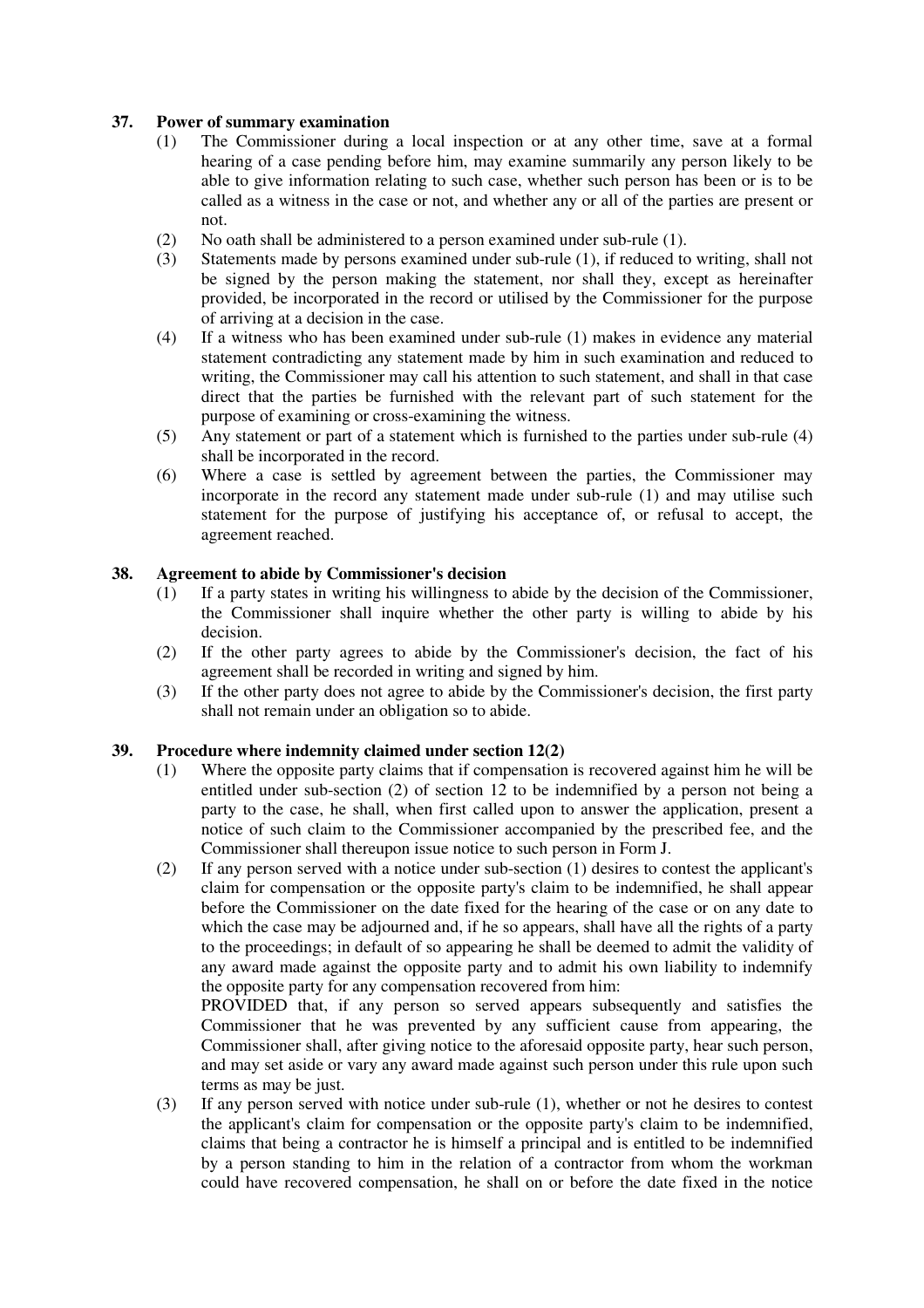### 37. Power of summary examination

(1) The Commissioner during a local inspection or at any other time, save at a formal hearing of a case pending before him, may examine summarily any person likely to be able to give information relating to such case, whether such person has been or is to be called as a witness in the case or not, and whether any or all of the parties are present or not.

(2) No oath shall be administered to a person examined under sub-rule (1).

(3) Statements made by persons examined under sub-rule (1), if reduced to writing, shall not be signed by the person making the statement, nor shall they, except as hereinafter provided, be incorporated in the record or utilised by the Commissioner for the purpose of arriving at a decision in the case.

(4) If a witness who has been examined under sub-rule (1) makes in evidence any material statement contradicting any statement made by him in such examination and reduced to writing, the Commissioner may call his attention to such statement, and shall in that case direct that the parties be furnished with the relevant part of such statement for the purpose of examining or cross-examining the witness.

(5) Any statement or part of a statement which is furnished to the parties under sub-rule (4) shall be incorporated in the record.

(6) Where a case is settled by agreement between the parties, the Commissioner may incorporate in the record any statement made under sub-rule (1) and may utilise such statement for the purpose of justifying his acceptance of, or refusal to accept, the agreement reached.

### 38. Agreement to abide by Commissioner's decision

(1) If a party states in writing his willingness to abide by the decision of the Commissioner, the Commissioner shall inquire whether the other party is willing to abide by his decision.

(2) If the other party agrees to abide by the Commissioner's decision, the fact of his agreement shall be recorded in writing and signed by him.

(3) If the other party does not agree to abide by the Commissioner's decision, the first party shall not remain under an obligation so to abide.

### 39. Procedure where indemnity claimed under section 12(2)

(1) Where the opposite party claims that if compensation is recovered against him he will be entitled under sub-section (2) of section 12 to be indemnified by a person not being a party to the case, he shall, when first called upon to answer the application, present a notice of such claim to the Commissioner accompanied by the prescribed fee, and the Commissioner shall thereupon issue notice to such person in Form J.

(2) If any person served with a notice under sub-section (1) desires to contest the applicant's claim for compensation or the opposite party's claim to be indemnified, he shall appear before the Commissioner on the date fixed for the hearing of the case or on any date to which the case may be adjourned and, if he so appears, shall have all the rights of a party to the proceedings; in default of so appearing he shall be deemed to admit the validity of any award made against the opposite party and to admit his own liability to indemnify the opposite party for any compensation recovered from him:

PROVIDED that, if any person so served appears subsequently and satisfies the Commissioner that he was prevented by any sufficient cause from appearing, the Commissioner shall, after giving notice to the aforesaid opposite party, hear such person, and may set aside or vary any award made against such person under this rule upon such terms as may be just.

(3) If any person served with notice under sub-rule (1), whether or not he desires to contest the applicant's claim for compensation or the opposite party's claim to be indemnified, claims that being a contractor he is himself a principal and is entitled to be indemnified by a person standing to him in the relation of a contractor from whom the workman could have recovered compensation, he shall on or before the date fixed in the notice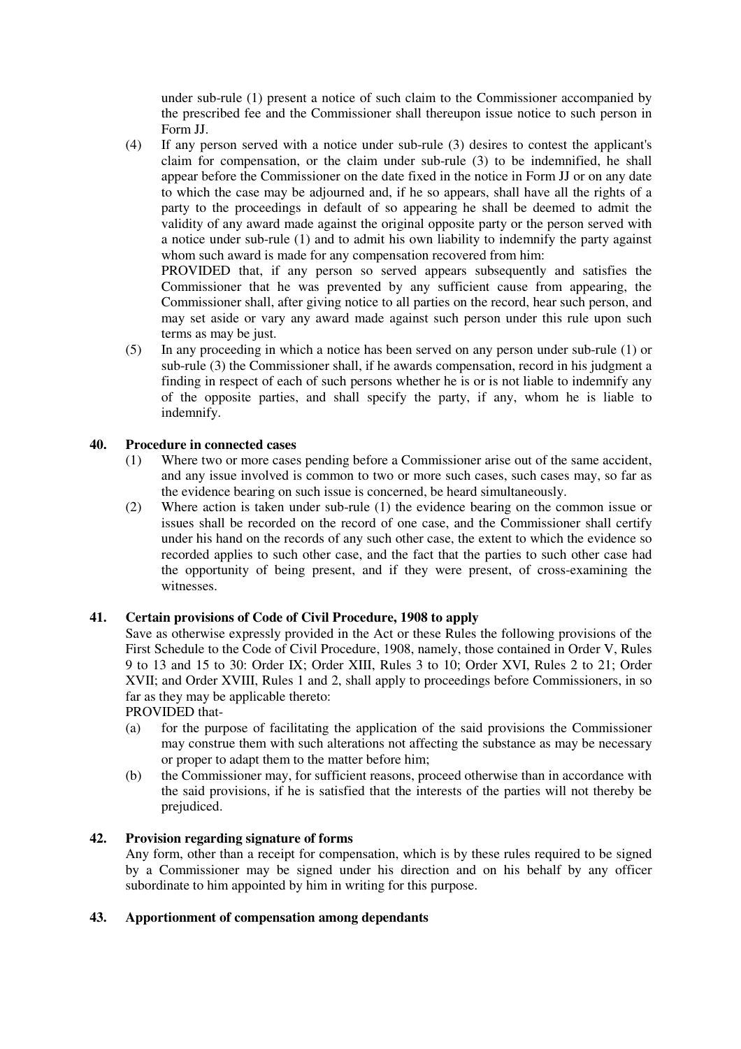under sub-rule (1) present a notice of such claim to the Commissioner accompanied by the prescribed fee and the Commissioner shall thereupon issue notice to such person in Form JJ.

(4) If any person served with a notice under sub-rule (3) desires to contest the applicant's claim for compensation, or the claim under sub-rule (3) to be indemnified, he shall appear before the Commissioner on the date fixed in the notice in Form JJ or on any date to which the case may be adjourned and, if he so appears, shall have all the rights of a party to the proceedings in default of so appearing he shall be deemed to admit the validity of any award made against the original opposite party or the person served with a notice under sub-rule (1) and to admit his own liability to indemnify the party against whom such award is made for any compensation recovered from him:

PROVIDED that, if any person so served appears subsequently and satisfies the Commissioner that he was prevented by any sufficient cause from appearing, the Commissioner shall, after giving notice to all parties on the record, hear such person, and may set aside or vary any award made against such person under this rule upon such terms as may be just.

(5) In any proceeding in which a notice has been served on any person under sub-rule (1) or sub-rule (3) the Commissioner shall, if he awards compensation, record in his judgment a finding in respect of each of such persons whether he is or is not liable to indemnify any of the opposite parties, and shall specify the party, if any, whom he is liable to indemnify.

### 40. Procedure in connected cases

(1) Where two or more cases pending before a Commissioner arise out of the same accident, and any issue involved is common to two or more such cases, such cases may, so far as the evidence bearing on such issue is concerned, be heard simultaneously.

(2) Where action is taken under sub-rule (1) the evidence bearing on the common issue or issues shall be recorded on the record of one case, and the Commissioner shall certify under his hand on the records of any such other case, the extent to which the evidence so recorded applies to such other case, and the fact that the parties to such other case had the opportunity of being present, and if they were present, of cross-examining the witnesses.

### 41. Certain provisions of Code of Civil Procedure, 1908 to apply

Save as otherwise expressly provided in the Act or these Rules the following provisions of the First Schedule to the Code of Civil Procedure, 1908, namely, those contained in Order V, Rules 9 to 13 and 15 to 30: Order IX; Order XIII, Rules 3 to 10; Order XVI, Rules 2 to 21; Order XVII; and Order XVIII, Rules 1 and 2, shall apply to proceedings before Commissioners, in so far as they may be applicable thereto:

PROVIDED that-

(a) for the purpose of facilitating the application of the said provisions the Commissioner may construe them with such alterations not affecting the substance as may be necessary or proper to adapt them to the matter before him;

(b) the Commissioner may, for sufficient reasons, proceed otherwise than in accordance with the said provisions, if he is satisfied that the interests of the parties will not thereby be prejudiced.

### 42. Provision regarding signature of forms

Any form, other than a receipt for compensation, which is by these rules required to be signed by a Commissioner may be signed under his direction and on his behalf by any officer subordinate to him appointed by him in writing for this purpose.

### 43. Apportionment of compensation among dependants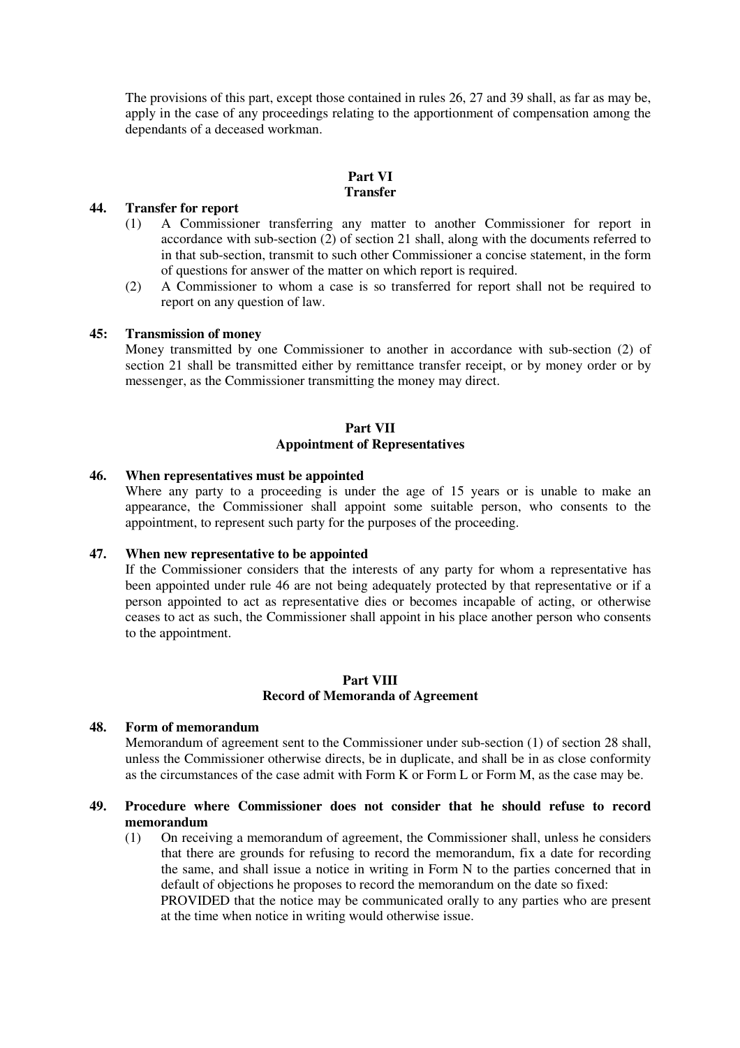The provisions of this part, except those contained in rules 26, 27 and 39 shall, as far as may be, apply in the case of any proceedings relating to the apportionment of compensation among the dependants of a deceased workman.

## Part VI
## Transfer

### 44. Transfer for report

(1) A Commissioner transferring any matter to another Commissioner for report in accordance with sub-section (2) of section 21 shall, along with the documents referred to in that sub-section, transmit to such other Commissioner a concise statement, in the form of questions for answer of the matter on which report is required.

(2) A Commissioner to whom a case is so transferred for report shall not be required to report on any question of law.

### 45: Transmission of money

Money transmitted by one Commissioner to another in accordance with sub-section (2) of section 21 shall be transmitted either by remittance transfer receipt, or by money order or by messenger, as the Commissioner transmitting the money may direct.

## Part VII
## Appointment of Representatives

### 46. When representatives must be appointed

Where any party to a proceeding is under the age of 15 years or is unable to make an appearance, the Commissioner shall appoint some suitable person, who consents to the appointment, to represent such party for the purposes of the proceeding.

### 47. When new representative to be appointed

If the Commissioner considers that the interests of any party for whom a representative has been appointed under rule 46 are not being adequately protected by that representative or if a person appointed to act as representative dies or becomes incapable of acting, or otherwise ceases to act as such, the Commissioner shall appoint in his place another person who consents to the appointment.

## Part VIII
## Record of Memoranda of Agreement

### 48. Form of memorandum

Memorandum of agreement sent to the Commissioner under sub-section (1) of section 28 shall, unless the Commissioner otherwise directs, be in duplicate, and shall be in as close conformity as the circumstances of the case admit with Form K or Form L or Form M, as the case may be.

### 49. Procedure where Commissioner does not consider that he should refuse to record memorandum

(1) On receiving a memorandum of agreement, the Commissioner shall, unless he considers that there are grounds for refusing to record the memorandum, fix a date for recording the same, and shall issue a notice in writing in Form N to the parties concerned that in default of objections he proposes to record the memorandum on the date so fixed:
PROVIDED that the notice may be communicated orally to any parties who are present at the time when notice in writing would otherwise issue.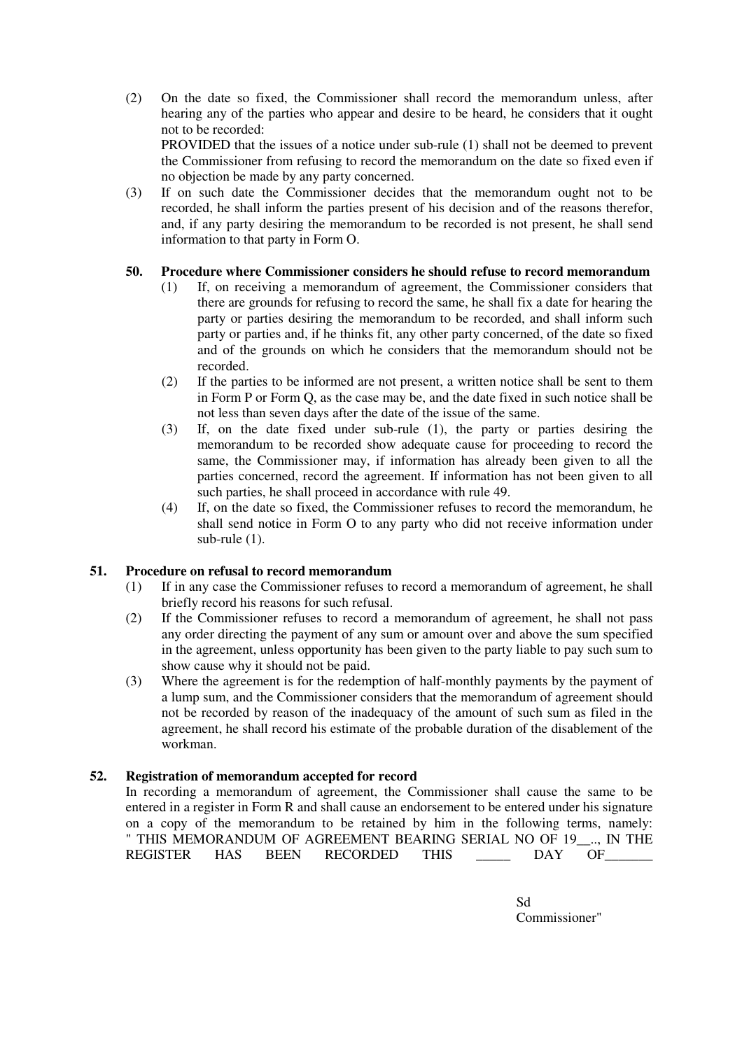(2) On the date so fixed, the Commissioner shall record the memorandum unless, after hearing any of the parties who appear and desire to be heard, he considers that it ought not to be recorded:

PROVIDED that the issues of a notice under sub-rule (1) shall not be deemed to prevent the Commissioner from refusing to record the memorandum on the date so fixed even if no objection be made by any party concerned.

(3) If on such date the Commissioner decides that the memorandum ought not to be recorded, he shall inform the parties present of his decision and of the reasons therefor, and, if any party desiring the memorandum to be recorded is not present, he shall send information to that party in Form O.

**50. Procedure where Commissioner considers he should refuse to record memorandum**

(1) If, on receiving a memorandum of agreement, the Commissioner considers that there are grounds for refusing to record the same, he shall fix a date for hearing the party or parties desiring the memorandum to be recorded, and shall inform such party or parties and, if he thinks fit, any other party concerned, of the date so fixed and of the grounds on which he considers that the memorandum should not be recorded.

(2) If the parties to be informed are not present, a written notice shall be sent to them in Form P or Form Q, as the case may be, and the date fixed in such notice shall be not less than seven days after the date of the issue of the same.

(3) If, on the date fixed under sub-rule (1), the party or parties desiring the memorandum to be recorded show adequate cause for proceeding to record the same, the Commissioner may, if information has already been given to all the parties concerned, record the agreement. If information has not been given to all such parties, he shall proceed in accordance with rule 49.

(4) If, on the date so fixed, the Commissioner refuses to record the memorandum, he shall send notice in Form O to any party who did not receive information under sub-rule (1).

**51. Procedure on refusal to record memorandum**

(1) If in any case the Commissioner refuses to record a memorandum of agreement, he shall briefly record his reasons for such refusal.

(2) If the Commissioner refuses to record a memorandum of agreement, he shall not pass any order directing the payment of any sum or amount over and above the sum specified in the agreement, unless opportunity has been given to the party liable to pay such sum to show cause why it should not be paid.

(3) Where the agreement is for the redemption of half-monthly payments by the payment of a lump sum, and the Commissioner considers that the memorandum of agreement should not be recorded by reason of the inadequacy of the amount of such sum as filed in the agreement, he shall record his estimate of the probable duration of the disablement of the workman.

**52. Registration of memorandum accepted for record**

In recording a memorandum of agreement, the Commissioner shall cause the same to be entered in a register in Form R and shall cause an endorsement to be entered under his signature on a copy of the memorandum to be retained by him in the following terms, namely: " THIS MEMORANDUM OF AGREEMENT BEARING SERIAL NO OF 19__.., IN THE REGISTER HAS BEEN RECORDED THIS _____ DAY OF_______

Sd
Commissioner"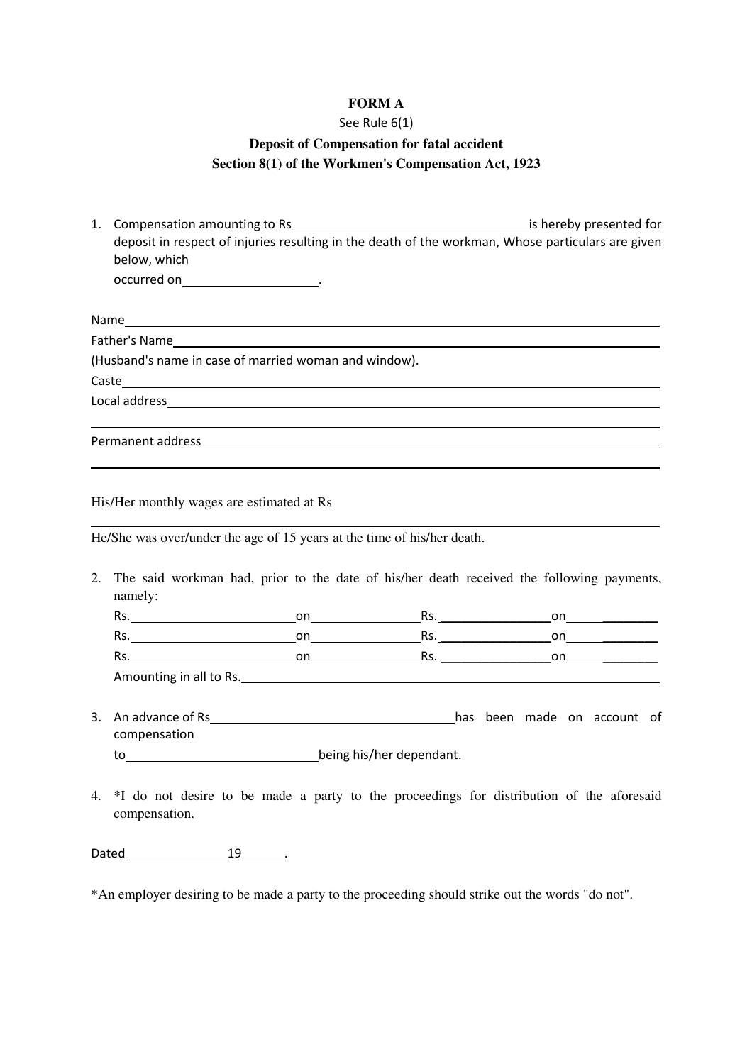**FORM A**

See Rule 6(1)

**Deposit of Compensation for fatal accident**

**Section 8(1) of the Workmen's Compensation Act, 1923**

1. Compensation amounting to Rs\_\_\_\_\_\_\_\_\_\_\_\_\_\_\_\_\_\_\_\_\_\_\_\_\_\_\_\_\_\_\_\_is hereby presented for deposit in respect of injuries resulting in the death of the workman, Whose particulars are given below, which
   occurred on\_\_\_\_\_\_\_\_\_\_\_\_\_\_\_\_\_\_\_.

Name\_\_\_\_\_\_\_\_\_\_\_\_\_\_\_\_\_\_\_\_\_\_\_\_\_\_\_\_\_\_\_\_\_\_\_\_\_\_\_\_\_\_\_\_\_\_\_\_\_\_\_\_\_\_\_\_\_\_\_\_\_\_\_\_\_\_\_\_\_\_

Father's Name\_\_\_\_\_\_\_\_\_\_\_\_\_\_\_\_\_\_\_\_\_\_\_\_\_\_\_\_\_\_\_\_\_\_\_\_\_\_\_\_\_\_\_\_\_\_\_\_\_\_\_\_\_\_\_\_\_\_\_\_\_\_\_

(Husband's name in case of married woman and window).

Caste\_\_\_\_\_\_\_\_\_\_\_\_\_\_\_\_\_\_\_\_\_\_\_\_\_\_\_\_\_\_\_\_\_\_\_\_\_\_\_\_\_\_\_\_\_\_\_\_\_\_\_\_\_\_\_\_\_\_\_\_\_\_\_\_\_\_\_\_\_\_\_

Local address\_\_\_\_\_\_\_\_\_\_\_\_\_\_\_\_\_\_\_\_\_\_\_\_\_\_\_\_\_\_\_\_\_\_\_\_\_\_\_\_\_\_\_\_\_\_\_\_\_\_\_\_\_\_\_\_\_\_\_\_\_\_\_

\_\_\_\_\_\_\_\_\_\_\_\_\_\_\_\_\_\_\_\_\_\_\_\_\_\_\_\_\_\_\_\_\_\_\_\_\_\_\_\_\_\_\_\_\_\_\_\_\_\_\_\_\_\_\_\_\_\_\_\_\_\_\_\_\_\_\_\_\_\_\_\_\_\_\_\_

Permanent address\_\_\_\_\_\_\_\_\_\_\_\_\_\_\_\_\_\_\_\_\_\_\_\_\_\_\_\_\_\_\_\_\_\_\_\_\_\_\_\_\_\_\_\_\_\_\_\_\_\_\_\_\_\_\_\_\_\_\_

\_\_\_\_\_\_\_\_\_\_\_\_\_\_\_\_\_\_\_\_\_\_\_\_\_\_\_\_\_\_\_\_\_\_\_\_\_\_\_\_\_\_\_\_\_\_\_\_\_\_\_\_\_\_\_\_\_\_\_\_\_\_\_\_\_\_\_\_\_\_\_\_\_\_\_\_

His/Her monthly wages are estimated at Rs

\_\_\_\_\_\_\_\_\_\_\_\_\_\_\_\_\_\_\_\_\_\_\_\_\_\_\_\_\_\_\_\_\_\_\_\_\_\_\_\_\_\_\_\_\_\_\_\_\_\_\_\_\_\_\_\_\_\_\_\_\_\_\_\_\_\_\_\_\_\_\_\_\_\_\_\_

He/She was over/under the age of 15 years at the time of his/her death.

2. The said workman had, prior to the date of his/her death received the following payments, namely:
   Rs.\_\_\_\_\_\_\_\_\_\_\_\_\_\_\_\_\_\_\_\_on\_\_\_\_\_\_\_\_\_\_\_\_\_\_Rs.\_\_\_\_\_\_\_\_\_\_\_\_\_\_on\_\_\_\_\_\_\_\_\_\_
   Rs.\_\_\_\_\_\_\_\_\_\_\_\_\_\_\_\_\_\_\_\_on\_\_\_\_\_\_\_\_\_\_\_\_\_\_Rs.\_\_\_\_\_\_\_\_\_\_\_\_\_\_on\_\_\_\_\_\_\_\_\_\_
   Rs.\_\_\_\_\_\_\_\_\_\_\_\_\_\_\_\_\_\_\_\_on\_\_\_\_\_\_\_\_\_\_\_\_\_\_Rs.\_\_\_\_\_\_\_\_\_\_\_\_\_\_on\_\_\_\_\_\_\_\_\_\_
   Amounting in all to Rs.\_\_\_\_\_\_\_\_\_\_\_\_\_\_\_\_\_\_\_\_\_\_\_\_\_\_\_\_\_\_\_\_\_\_\_\_\_\_\_\_\_\_\_\_\_\_\_\_\_\_\_\_

3. An advance of Rs\_\_\_\_\_\_\_\_\_\_\_\_\_\_\_\_\_\_\_\_\_\_\_\_\_\_\_\_\_\_\_\_\_\_has been made on account of compensation
   to\_\_\_\_\_\_\_\_\_\_\_\_\_\_\_\_\_\_\_\_\_\_\_\_\_\_being his/her dependant.

4. *I do not desire to be made a party to the proceedings for distribution of the aforesaid compensation.

Dated\_\_\_\_\_\_\_\_\_\_\_\_\_\_19\_\_\_\_\_.

*An employer desiring to be made a party to the proceeding should strike out the words "do not".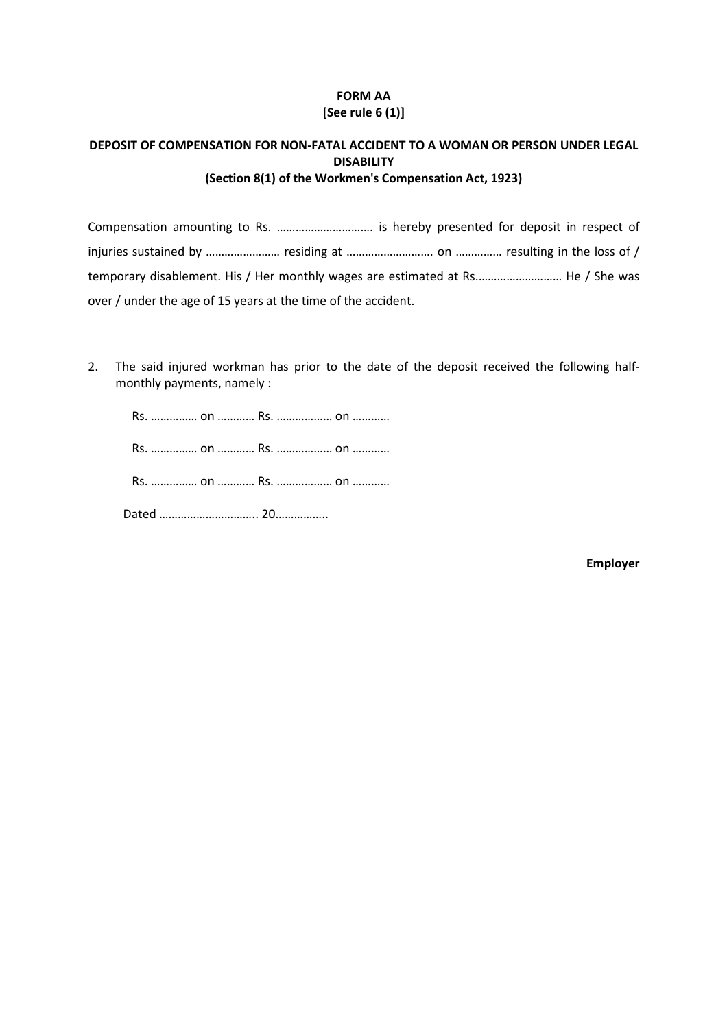**FORM AA**
**[See rule 6 (1)]**

**DEPOSIT OF COMPENSATION FOR NON-FATAL ACCIDENT TO A WOMAN OR PERSON UNDER LEGAL DISABILITY**
**(Section 8(1) of the Workmen's Compensation Act, 1923)**

Compensation amounting to Rs. …………………………. is hereby presented for deposit in respect of injuries sustained by …………………… residing at ………………………. on …………… resulting in the loss of / temporary disablement. His / Her monthly wages are estimated at Rs.……………………… He / She was over / under the age of 15 years at the time of the accident.

2. The said injured workman has prior to the date of the deposit received the following half-monthly payments, namely :

Rs. …………… on ………… Rs. ……………… on …………

Rs. …………… on ………… Rs. ……………… on …………

Rs. …………… on ………… Rs. ……………… on …………

Dated ………………………….. 20……………..

**Employer**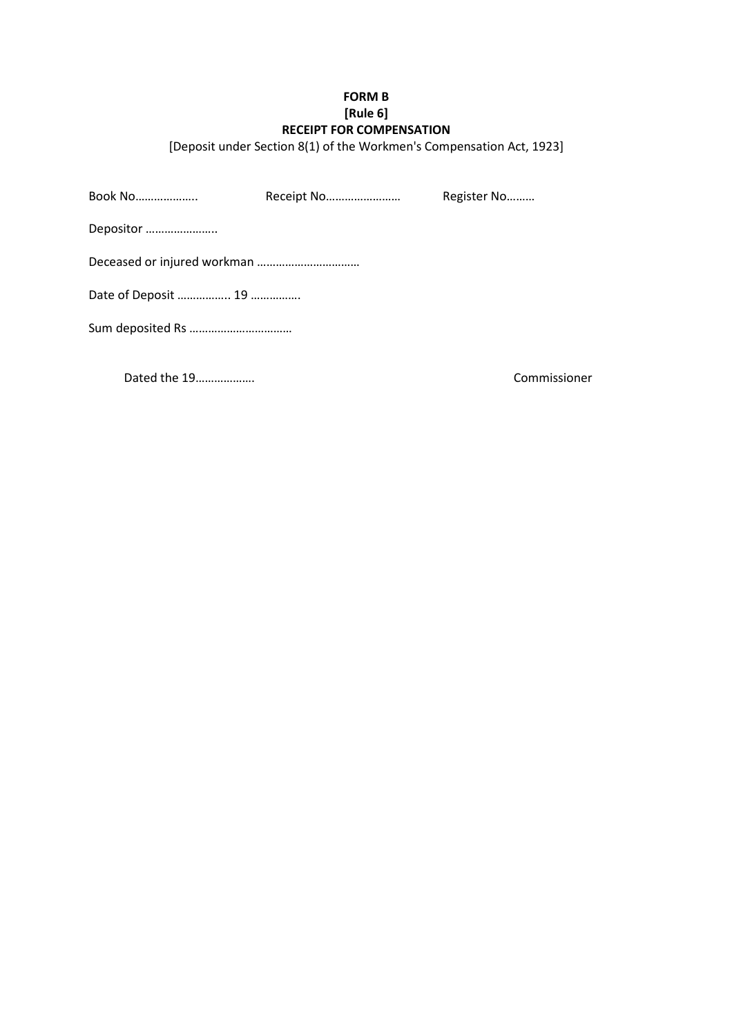**FORM B**
**[Rule 6]**
**RECEIPT FOR COMPENSATION**

[Deposit under Section 8(1) of the Workmen's Compensation Act, 1923]

Book No……………….. Receipt No…………………… Register No………

Depositor …………………..

Deceased or injured workman ……………………………

Date of Deposit ……………. 19 …………….

Sum deposited Rs ……………………………

Dated the 19………………. Commissioner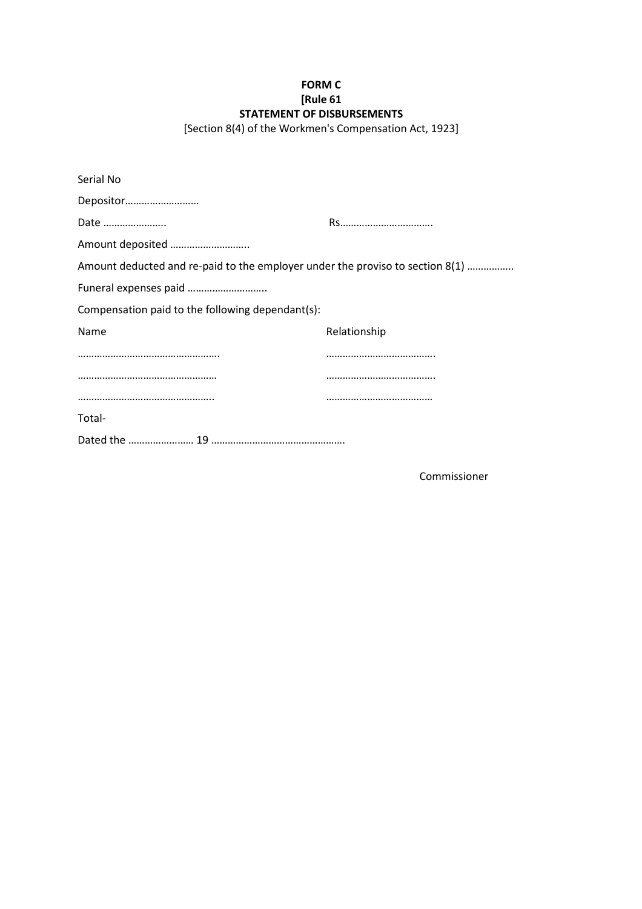**FORM C**
**[Rule 61**
**STATEMENT OF DISBURSEMENTS**
[Section 8(4) of the Workmen's Compensation Act, 1923]

Serial No

Depositor………………………

Date ………………….. Rs…………………………….

Amount deposited ………………………..

Amount deducted and re-paid to the employer under the proviso to section 8(1) ……………..

Funeral expenses paid ………………………..

Compensation paid to the following dependant(s):

| Name | Relationship |
|---|---|
| ……………………………………………. | …………………………………. |
| …………………………………………… | …………………………………. |
| ………………………………………….. | ………………………………… |

Total-

Dated the …………………… 19 ………………………………………….

Commissioner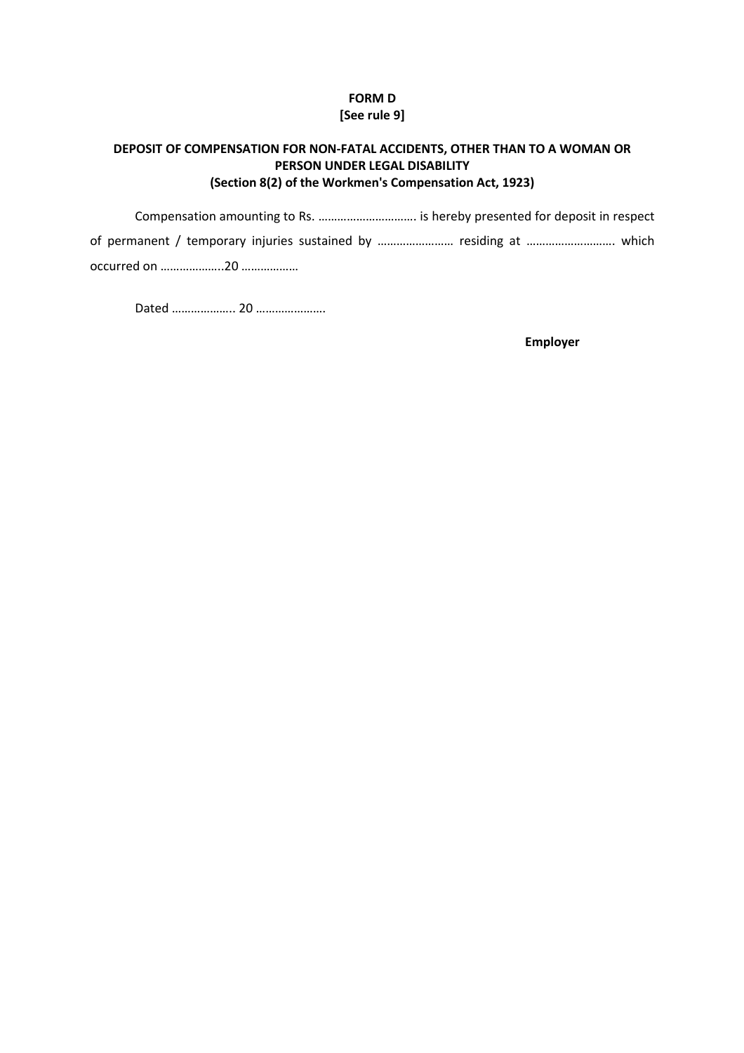**FORM D**
**[See rule 9]**

**DEPOSIT OF COMPENSATION FOR NON-FATAL ACCIDENTS, OTHER THAN TO A WOMAN OR PERSON UNDER LEGAL DISABILITY**
**(Section 8(2) of the Workmen's Compensation Act, 1923)**

Compensation amounting to Rs. …………………………. is hereby presented for deposit in respect of permanent / temporary injuries sustained by …………………… residing at ………………………. which occurred on ………………..20 ………………

Dated ………………. 20 ………………….

**Employer**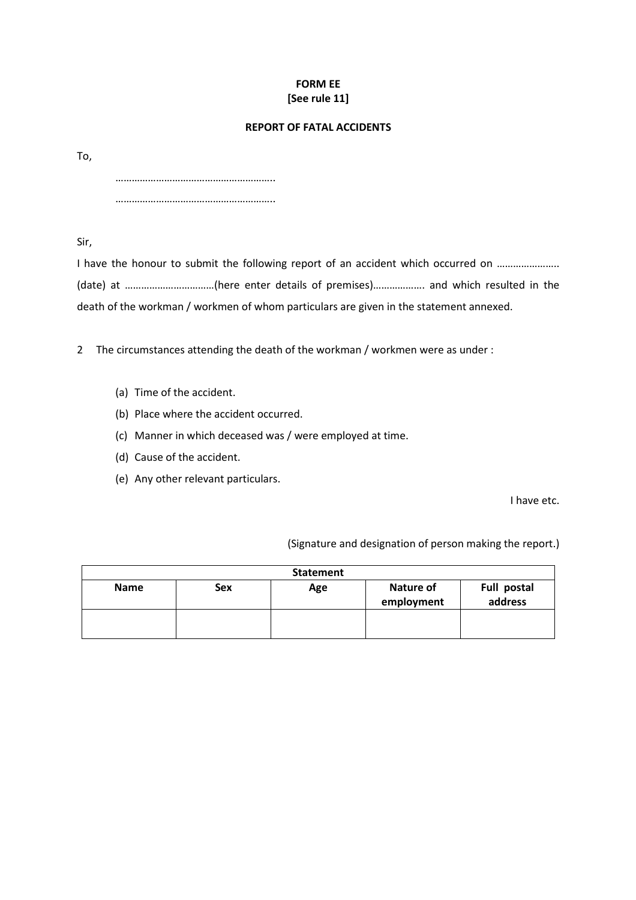**FORM EE**
**[See rule 11]**

**REPORT OF FATAL ACCIDENTS**

To,

…………………………………………………..

…………………………………………………..

Sir,

I have the honour to submit the following report of an accident which occurred on ………………….. (date) at ……………………………(here enter details of premises)………………. and which resulted in the death of the workman / workmen of whom particulars are given in the statement annexed.

2 The circumstances attending the death of the workman / workmen were as under :

(a) Time of the accident.

(b) Place where the accident occurred.

(c) Manner in which deceased was / were employed at time.

(d) Cause of the accident.

(e) Any other relevant particulars.

I have etc.

(Signature and designation of person making the report.)

| Statement | | | | |
|---|---|---|---|---|
| **Name** | **Sex** | **Age** | **Nature of employment** | **Full postal address** |
| | | | | |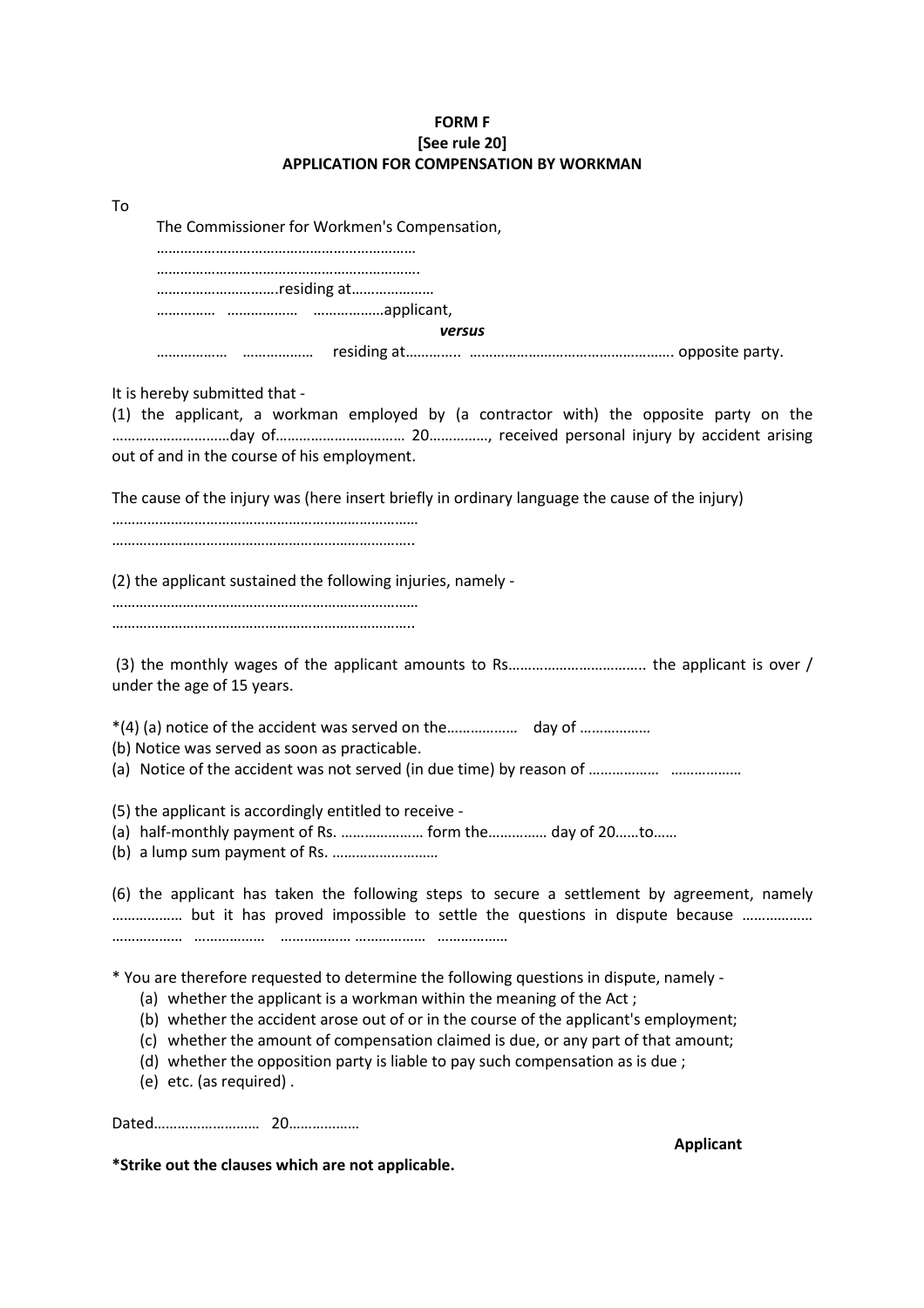**FORM F**
**[See rule 20]**
**APPLICATION FOR COMPENSATION BY WORKMAN**

To

The Commissioner for Workmen's Compensation,
…………………………………………………………
………………………………………………………….
………………………….residing at…………………
……………  ………………  ………………applicant,

*versus*

………………  ………………  residing at………….. ……………………………………………. opposite party.

It is hereby submitted that -

(1) the applicant, a workman employed by (a contractor with) the opposite party on the …………………………day of…………………………… 20……………, received personal injury by accident arising out of and in the course of his employment.

The cause of the injury was (here insert briefly in ordinary language the cause of the injury)
……………………………………………………………………
…………………………………………………………………..

(2) the applicant sustained the following injuries, namely -
……………………………………………………………………
…………………………………………………………………..

(3) the monthly wages of the applicant amounts to Rs…………………………….. the applicant is over / under the age of 15 years.

*(4) (a) notice of the accident was served on the………………  day of ………………
(b) Notice was served as soon as practicable.
(a) Notice of the accident was not served (in due time) by reason of ………………  ………………

(5) the applicant is accordingly entitled to receive -
(a) half-monthly payment of Rs. ………………… form the…………… day of 20……to……
(b) a lump sum payment of Rs. ………………………

(6) the applicant has taken the following steps to secure a settlement by agreement, namely ……………… but it has proved impossible to settle the questions in dispute because ……………… ………………  ………………  ……………… ………………  ………………

* You are therefore requested to determine the following questions in dispute, namely -

(a) whether the applicant is a workman within the meaning of the Act ;
(b) whether the accident arose out of or in the course of the applicant's employment;
(c) whether the amount of compensation claimed is due, or any part of that amount;
(d) whether the opposition party is liable to pay such compensation as is due ;
(e) etc. (as required) .

Dated………………………  20………………

**Applicant**

***Strike out the clauses which are not applicable.**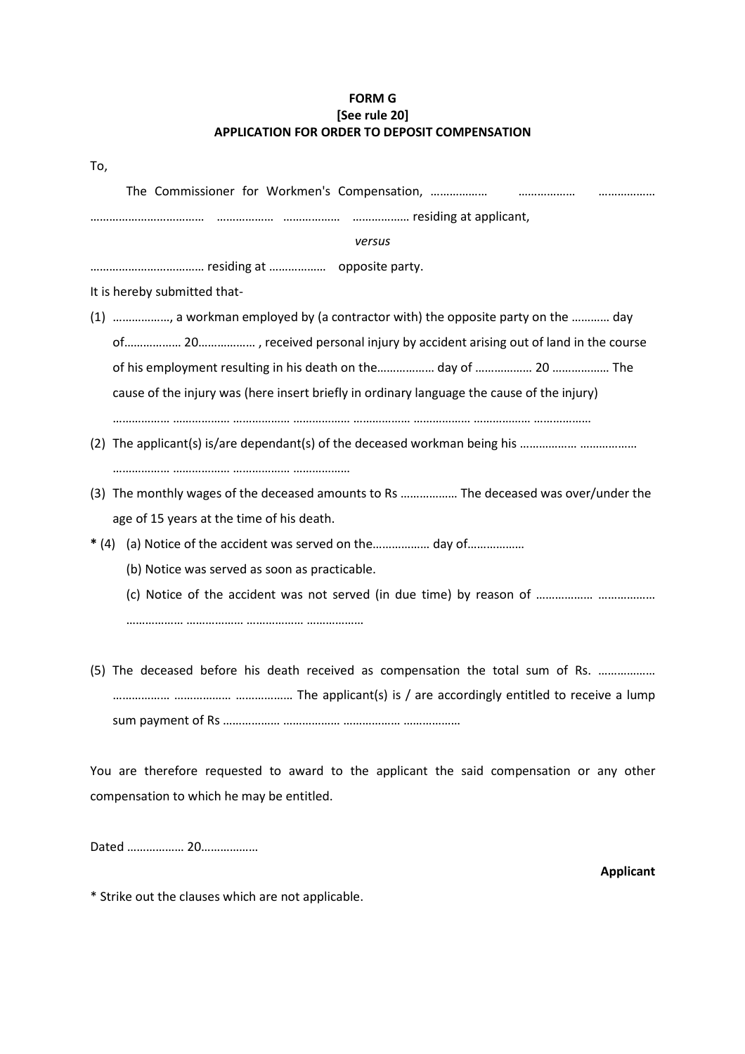**FORM G**
**[See rule 20]**
**APPLICATION FOR ORDER TO DEPOSIT COMPENSATION**

To,

The Commissioner for Workmen's Compensation, ……………… ……………… ……………… ……………………………… ……………… ……………… ……………… residing at applicant,

*versus*

……………………………… residing at ……………… opposite party.

It is hereby submitted that-

(1) ………………, a workman employed by (a contractor with) the opposite party on the ………… day of……………… 20……………… , received personal injury by accident arising out of land in the course of his employment resulting in his death on the……………… day of ……………… 20 ……………… The cause of the injury was (here insert briefly in ordinary language the cause of the injury) ……………… ……………… ……………… ……………… ……………… ……………… ……………… ………………

(2) The applicant(s) is/are dependant(s) of the deceased workman being his ……………… ……………… ……………… ……………… ……………… ………………

(3) The monthly wages of the deceased amounts to Rs ……………… The deceased was over/under the age of 15 years at the time of his death.

**\*** (4) (a) Notice of the accident was served on the……………… day of………………

(b) Notice was served as soon as practicable.

(c) Notice of the accident was not served (in due time) by reason of ……………… ……………… ……………… ……………… ……………… ………………

(5) The deceased before his death received as compensation the total sum of Rs. ……………… ……………… ……………… ……………… The applicant(s) is / are accordingly entitled to receive a lump sum payment of Rs ……………… ……………… ……………… ………………

You are therefore requested to award to the applicant the said compensation or any other compensation to which he may be entitled.

Dated ……………… 20………………

**Applicant**

\* Strike out the clauses which are not applicable.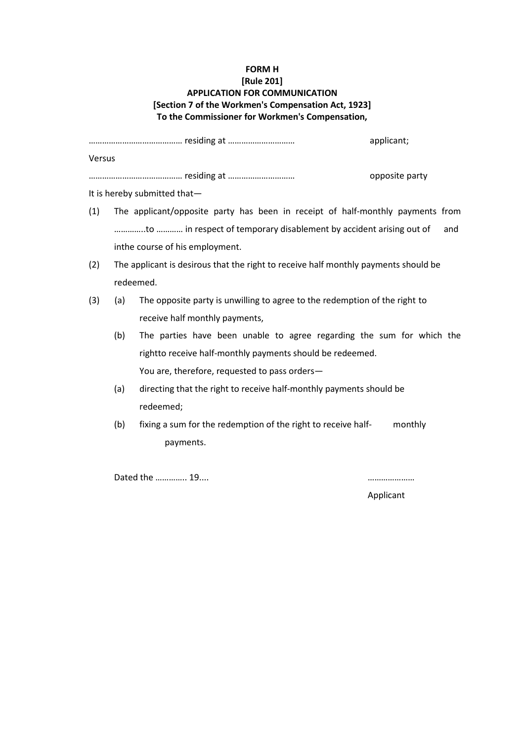**FORM H**
**[Rule 201]**
**APPLICATION FOR COMMUNICATION**
**[Section 7 of the Workmen's Compensation Act, 1923]**
**To the Commissioner for Workmen's Compensation,**

…………………………………… residing at ………………………… applicant;

Versus

…………………………………… residing at ………………………… opposite party

It is hereby submitted that—

(1) The applicant/opposite party has been in receipt of half-monthly payments from …………..to ………… in respect of temporary disablement by accident arising out of and inthe course of his employment.

(2) The applicant is desirous that the right to receive half monthly payments should be redeemed.

(3) (a) The opposite party is unwilling to agree to the redemption of the right to receive half monthly payments,

(b) The parties have been unable to agree regarding the sum for which the rightto receive half-monthly payments should be redeemed.

You are, therefore, requested to pass orders—

(a) directing that the right to receive half-monthly payments should be redeemed;

(b) fixing a sum for the redemption of the right to receive half- monthly payments.

Dated the …………. 19.... …………………

Applicant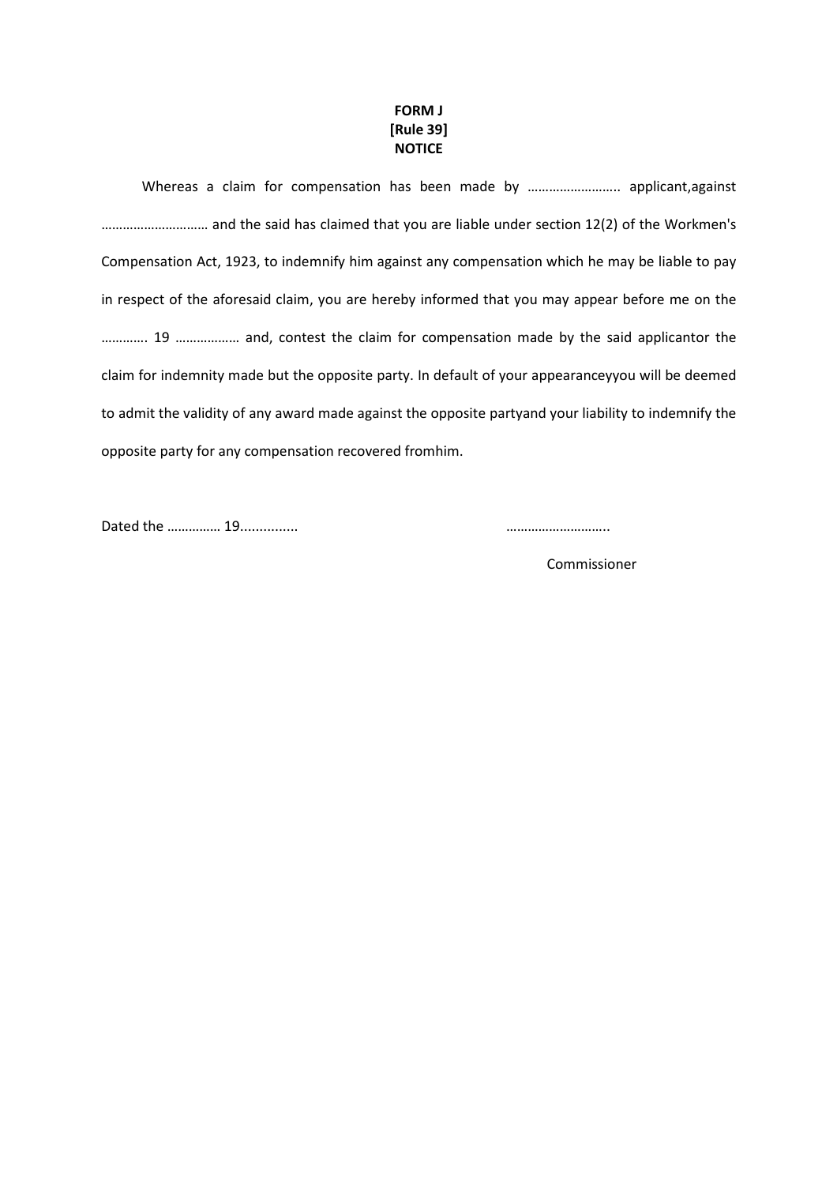**FORM J**
**[Rule 39]**
**NOTICE**

Whereas a claim for compensation has been made by …………………….. applicant,against ………………………… and the said has claimed that you are liable under section 12(2) of the Workmen's Compensation Act, 1923, to indemnify him against any compensation which he may be liable to pay in respect of the aforesaid claim, you are hereby informed that you may appear before me on the …………. 19 ……………… and, contest the claim for compensation made by the said applicantor the claim for indemnity made but the opposite party. In default of your appearanceyyou will be deemed to admit the validity of any award made against the opposite partyand your liability to indemnify the opposite party for any compensation recovered fromhim.

Dated the …………… 19...............

………………………..

Commissioner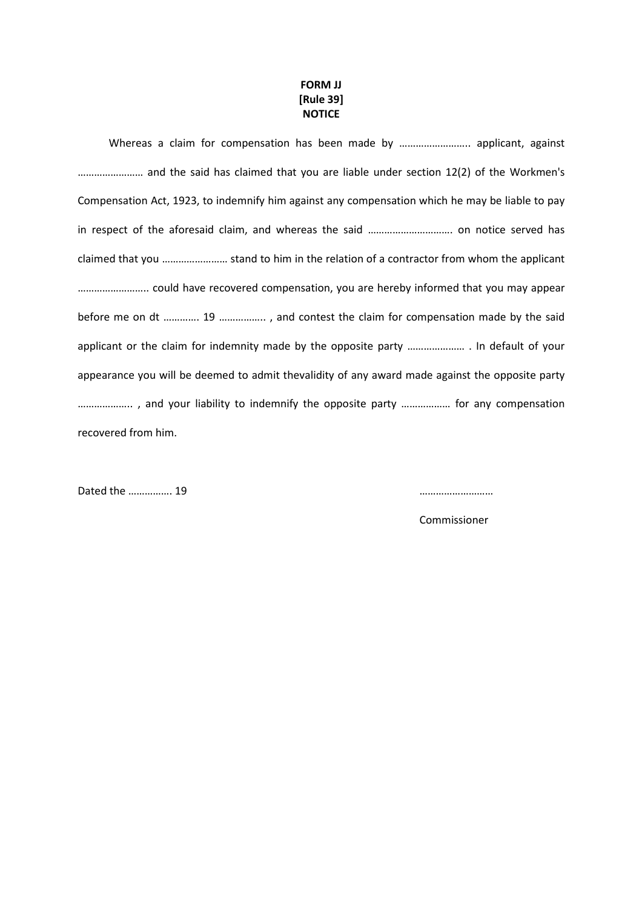**FORM JJ**
**[Rule 39]**
**NOTICE**

Whereas a claim for compensation has been made by …………………….. applicant, against …………………… and the said has claimed that you are liable under section 12(2) of the Workmen's Compensation Act, 1923, to indemnify him against any compensation which he may be liable to pay in respect of the aforesaid claim, and whereas the said …………………………. on notice served has claimed that you …………………… stand to him in the relation of a contractor from whom the applicant …………………….. could have recovered compensation, you are hereby informed that you may appear before me on dt …………. 19 …………….. , and contest the claim for compensation made by the said applicant or the claim for indemnity made by the opposite party ………………… . In default of your appearance you will be deemed to admit thevalidity of any award made against the opposite party ……………….. , and your liability to indemnify the opposite party ……………… for any compensation recovered from him.

Dated the ……………. 19

………………………

Commissioner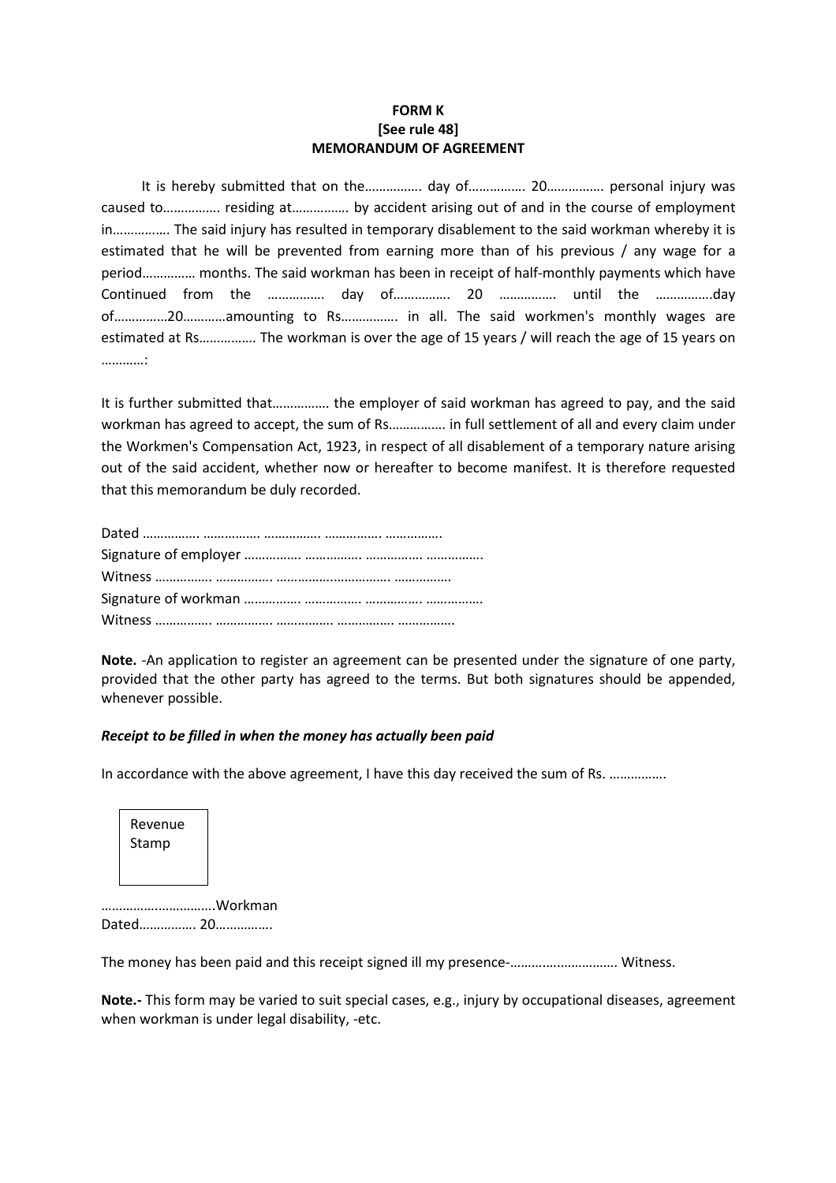**FORM K**
**[See rule 48]**
**MEMORANDUM OF AGREEMENT**

It is hereby submitted that on the……………. day of……………. 20……………. personal injury was caused to……………. residing at……………. by accident arising out of and in the course of employment in……………. The said injury has resulted in temporary disablement to the said workman whereby it is estimated that he will be prevented from earning more than of his previous / any wage for a period…………… months. The said workman has been in receipt of half-monthly payments which have Continued from the ……………. day of……………. 20 ……………. until the …………….day of……………20…………amounting to Rs……………. in all. The said workmen's monthly wages are estimated at Rs……………. The workman is over the age of 15 years / will reach the age of 15 years on …………:

It is further submitted that……………. the employer of said workman has agreed to pay, and the said workman has agreed to accept, the sum of Rs……………. in full settlement of all and every claim under the Workmen's Compensation Act, 1923, in respect of all disablement of a temporary nature arising out of the said accident, whether now or hereafter to become manifest. It is therefore requested that this memorandum be duly recorded.

Dated ……………. ……………. ……………. ……………. …………….
Signature of employer ……………. ……………. ……………. …………….
Witness ……………. ……………. …………….…………. …………….
Signature of workman ……………. ……………. ……………. …………….
Witness ……………. ……………. ……………. ……………. …………….

**Note.** -An application to register an agreement can be presented under the signature of one party, provided that the other party has agreed to the terms. But both signatures should be appended, whenever possible.

***Receipt to be filled in when the money has actually been paid***

In accordance with the above agreement, I have this day received the sum of Rs. …………….

| Revenue Stamp |
|---|

…………….…………..Workman
Dated……………. 20…………….

The money has been paid and this receipt signed ill my presence-………….………………. Witness.

**Note.-** This form may be varied to suit special cases, e.g., injury by occupational diseases, agreement when workman is under legal disability, -etc.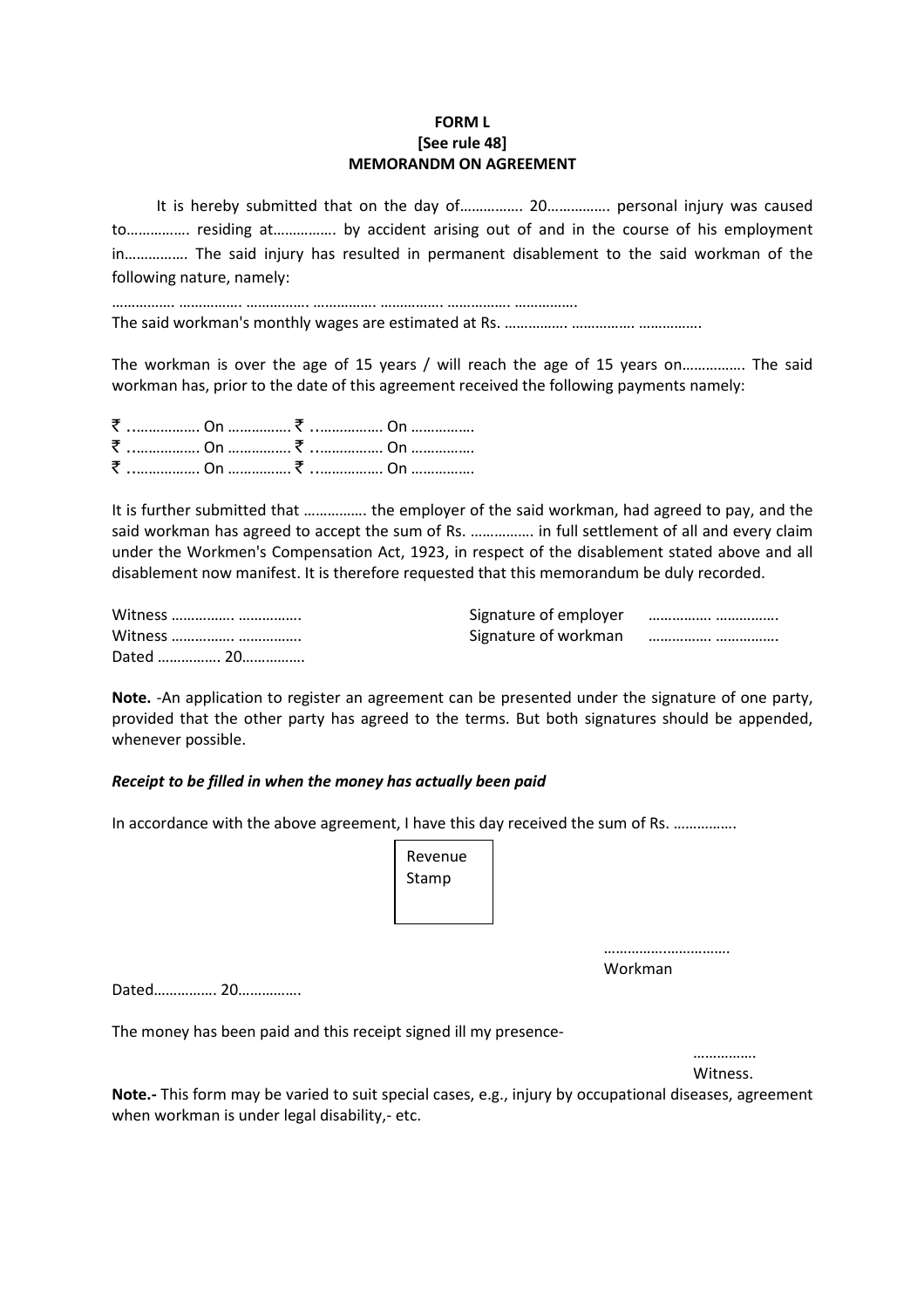**FORM L**
**[See rule 48]**
**MEMORANDM ON AGREEMENT**

It is hereby submitted that on the day of……………. 20……………. personal injury was caused to……………. residing at……………. by accident arising out of and in the course of his employment in……………. The said injury has resulted in permanent disablement to the said workman of the following nature, namely:

……………. ……………. ……………. ……………. ……………. ……………. …………….

The said workman's monthly wages are estimated at Rs. ……………. ……………. …………….

The workman is over the age of 15 years / will reach the age of 15 years on……………. The said workman has, prior to the date of this agreement received the following payments namely:

₹ ……………. On ……………. ₹ ……………. On …………….
₹ ……………. On ……………. ₹ ……………. On …………….
₹ ……………. On ……………. ₹ ……………. On …………….

It is further submitted that ……………. the employer of the said workman, had agreed to pay, and the said workman has agreed to accept the sum of Rs. ……………. in full settlement of all and every claim under the Workmen's Compensation Act, 1923, in respect of the disablement stated above and all disablement now manifest. It is therefore requested that this memorandum be duly recorded.

Witness ……………. …………….    Signature of employer ……………. …………….
Witness ……………. …………….    Signature of workman ……………. …………….
Dated ……………. 20…………….

**Note.** -An application to register an agreement can be presented under the signature of one party, provided that the other party has agreed to the terms. But both signatures should be appended, whenever possible.

***Receipt to be filled in when the money has actually been paid***

In accordance with the above agreement, I have this day received the sum of Rs. …………….

Revenue Stamp

…………….…………….
Workman

Dated……………. 20…………….

The money has been paid and this receipt signed ill my presence-

…………….
Witness.

**Note.-** This form may be varied to suit special cases, e.g., injury by occupational diseases, agreement when workman is under legal disability,- etc.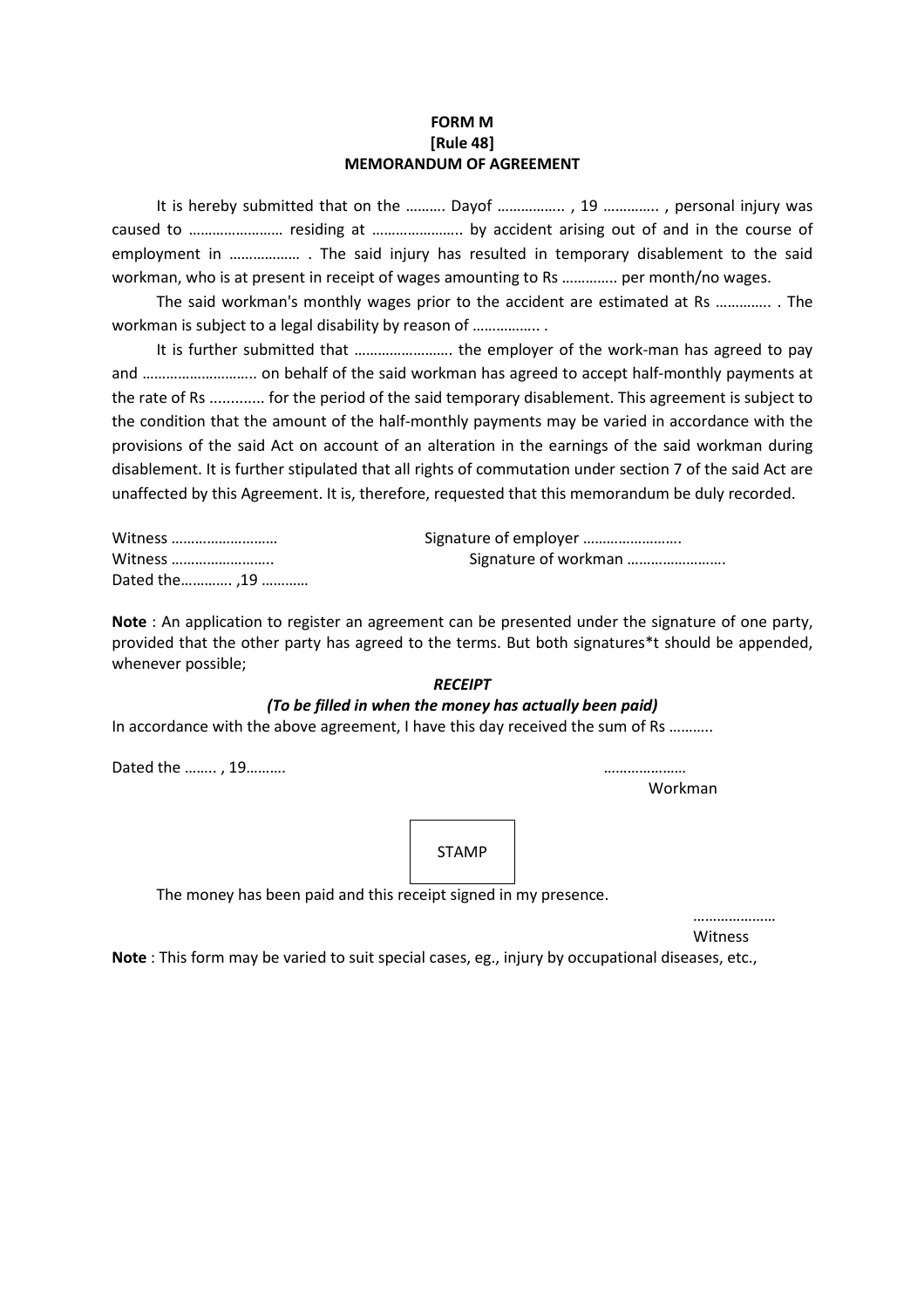**FORM M**
**[Rule 48]**
**MEMORANDUM OF AGREEMENT**

It is hereby submitted that on the ………. Dayof …………….. , 19 ………….. , personal injury was caused to …………………… residing at ………………….. by accident arising out of and in the course of employment in ……………… . The said injury has resulted in temporary disablement to the said workman, who is at present in receipt of wages amounting to Rs ………….. per month/no wages.

The said workman's monthly wages prior to the accident are estimated at Rs ………….. . The workman is subject to a legal disability by reason of …………….. .

It is further submitted that …………………… the employer of the work-man has agreed to pay and ……………………….. on behalf of the said workman has agreed to accept half-monthly payments at the rate of Rs ............ for the period of the said temporary disablement. This agreement is subject to the condition that the amount of the half-monthly payments may be varied in accordance with the provisions of the said Act on account of an alteration in the earnings of the said workman during disablement. It is further stipulated that all rights of commutation under section 7 of the said Act are unaffected by this Agreement. It is, therefore, requested that this memorandum be duly recorded.

Witness ………………………
Signature of employer …………………….
Witness ……………………..
Signature of workman …………………….
Dated the…………. ,19 …………

**Note** : An application to register an agreement can be presented under the signature of one party, provided that the other party has agreed to the terms. But both signatures*t should be appended, whenever possible;

***RECEIPT***

***(To be filled in when the money has actually been paid)***

In accordance with the above agreement, I have this day received the sum of Rs ………..

Dated the …….. , 19……….

…………………
Workman

STAMP

The money has been paid and this receipt signed in my presence.

…………………
Witness

**Note** : This form may be varied to suit special cases, eg., injury by occupational diseases, etc.,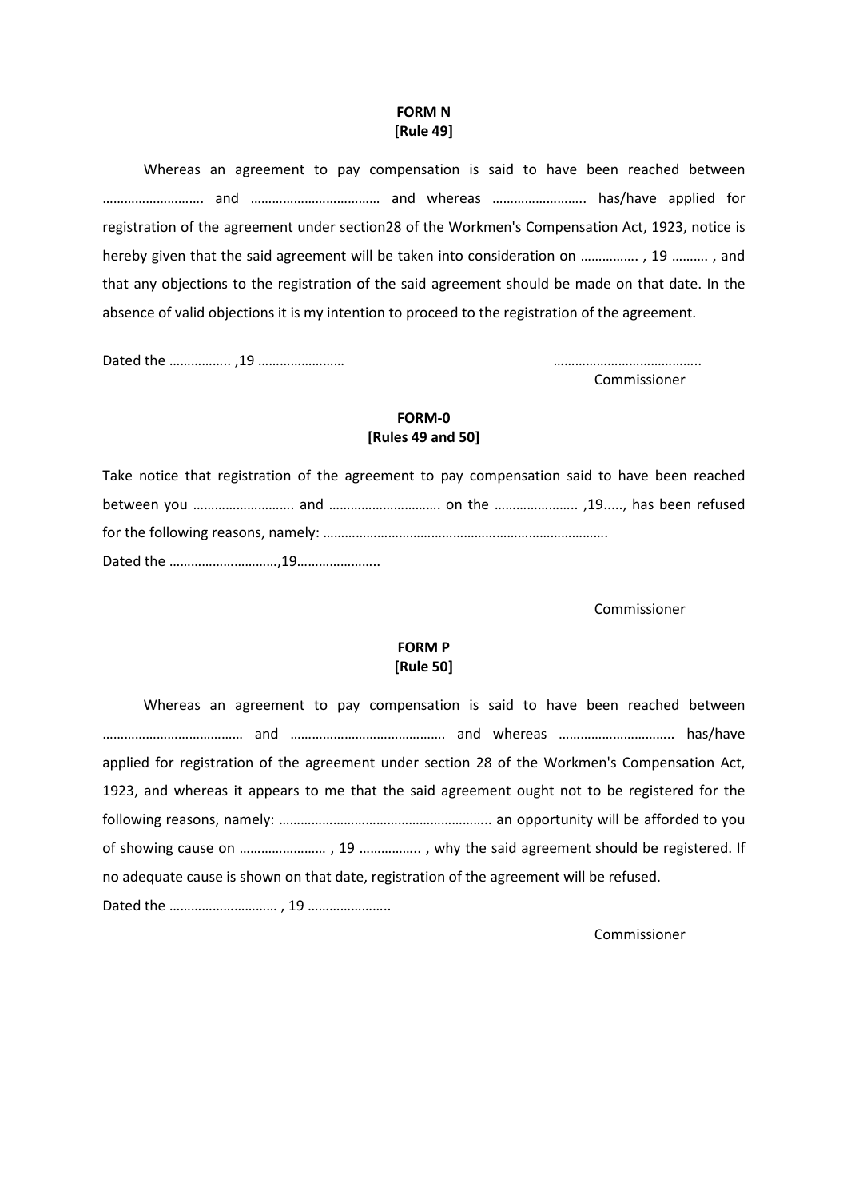**FORM N**
**[Rule 49]**

Whereas an agreement to pay compensation is said to have been reached between ……………………… and ……………………………… and whereas …………………….. has/have applied for registration of the agreement under section28 of the Workmen's Compensation Act, 1923, notice is hereby given that the said agreement will be taken into consideration on ……………. , 19 ………. , and that any objections to the registration of the said agreement should be made on that date. In the absence of valid objections it is my intention to proceed to the registration of the agreement.

Dated the …………….. ,19 ……………………

……………………………………
Commissioner

**FORM-0**
**[Rules 49 and 50]**

Take notice that registration of the agreement to pay compensation said to have been reached between you ……………………… and ………………………… on the ………………….. ,19....., has been refused for the following reasons, namely: …………………………………………………………………….

Dated the …………………………,19…………………..

Commissioner

**FORM P**
**[Rule 50]**

Whereas an agreement to pay compensation is said to have been reached between ………………………………… and ……………………………………. and whereas ………………………….. has/have applied for registration of the agreement under section 28 of the Workmen's Compensation Act, 1923, and whereas it appears to me that the said agreement ought not to be registered for the following reasons, namely: ………………………………………………….. an opportunity will be afforded to you of showing cause on …………………… , 19 …………….. , why the said agreement should be registered. If no adequate cause is shown on that date, registration of the agreement will be refused.

Dated the ………………………… , 19 …………………..

Commissioner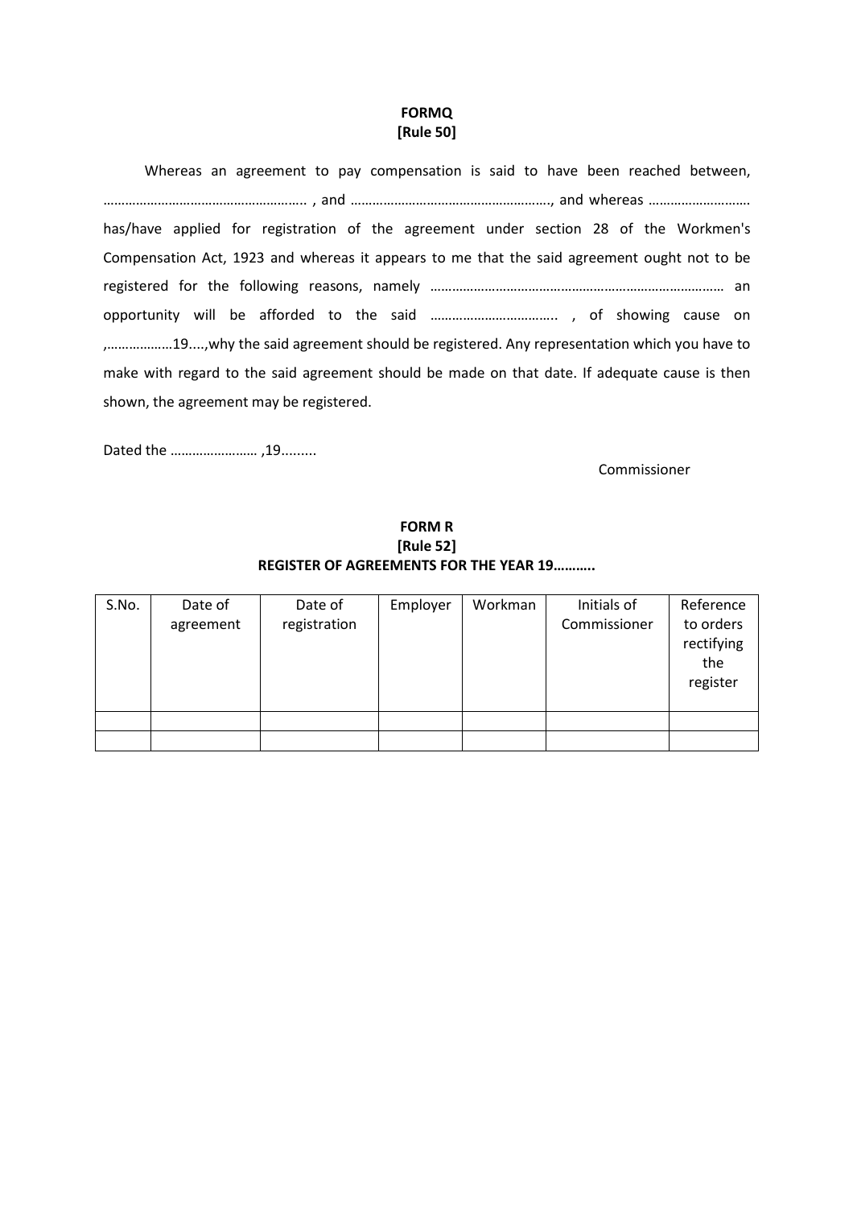**FORMQ**
**[Rule 50]**

Whereas an agreement to pay compensation is said to have been reached between, ……………………………………………….. , and ………………………………………………., and whereas ………………………. has/have applied for registration of the agreement under section 28 of the Workmen's Compensation Act, 1923 and whereas it appears to me that the said agreement ought not to be registered for the following reasons, namely ……………………………………………………………………… an opportunity will be afforded to the said …………………………….. , of showing cause on ,………………19....,why the said agreement should be registered. Any representation which you have to make with regard to the said agreement should be made on that date. If adequate cause is then shown, the agreement may be registered.

Dated the …………………… ,19.........

Commissioner

**FORM R**
**[Rule 52]**
**REGISTER OF AGREEMENTS FOR THE YEAR 19……….**

| S.No. | Date of agreement | Date of registration | Employer | Workman | Initials of Commissioner | Reference to orders rectifying the register |
|---|---|---|---|---|---|---|
| | | | | | | |
| | | | | | | |